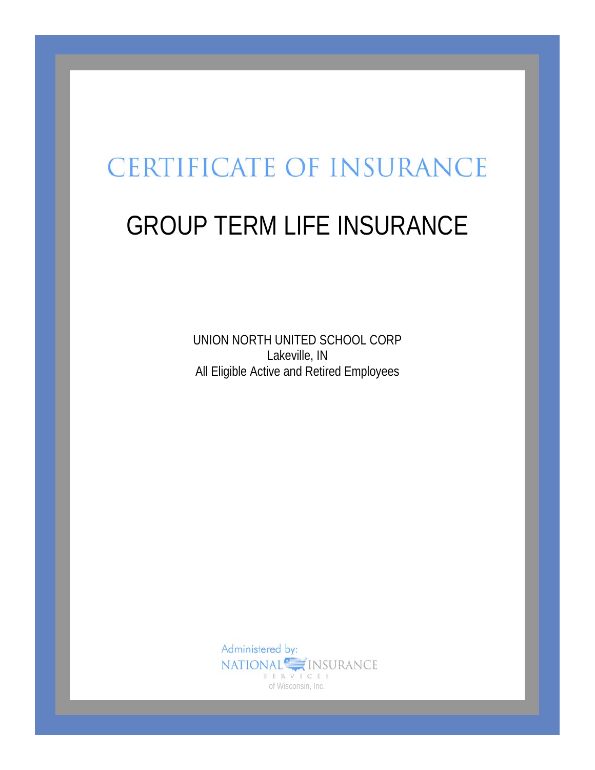# CERTIFICATE OF INSURANCE

## GROUP TERM LIFE INSURANCE

UNION NORTH UNITED SCHOOL CORP
Lakeville, IN
All Eligible Active and Retired Employees

Administered by:
NATIONAL INSURANCE SERVICES
of Wisconsin, Inc.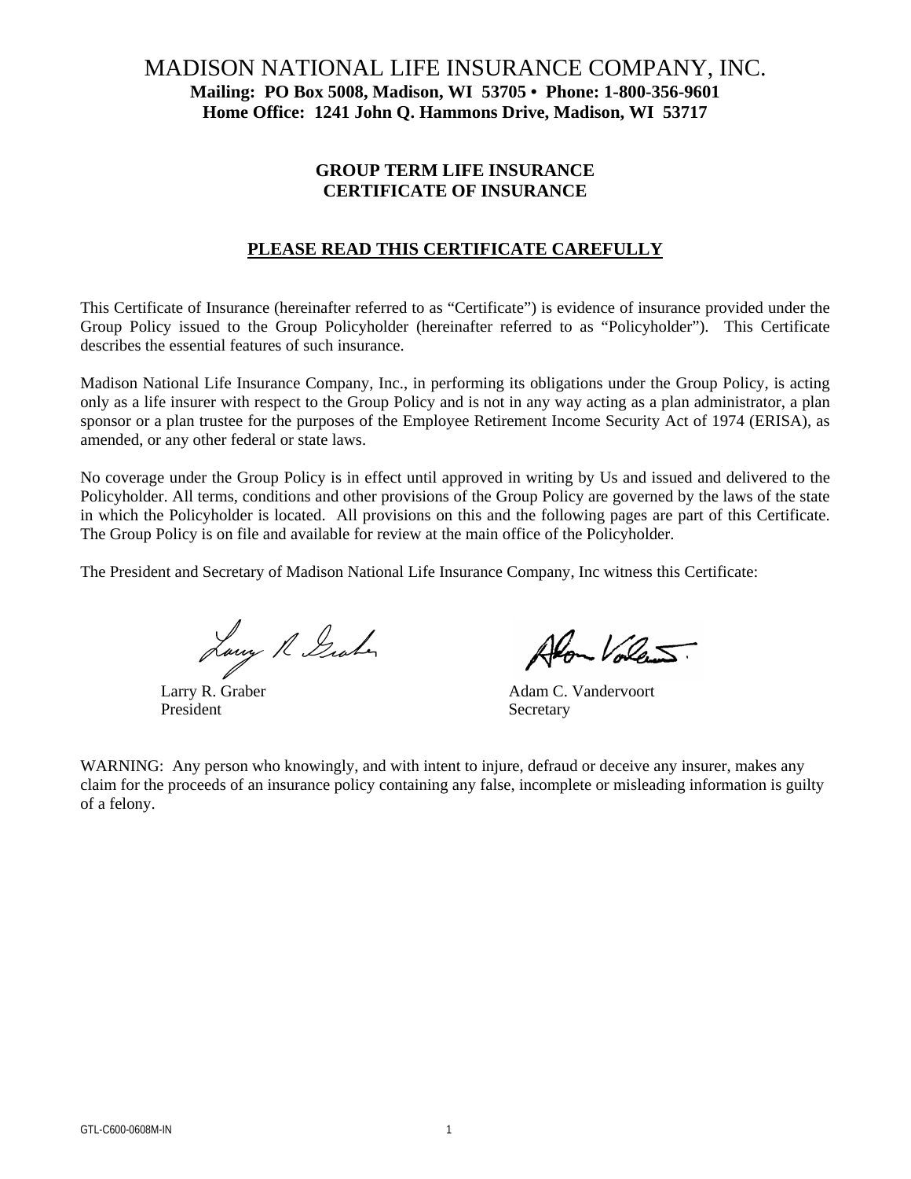# MADISON NATIONAL LIFE INSURANCE COMPANY, INC.

**Mailing: PO Box 5008, Madison, WI 53705 • Phone: 1-800-356-9601**
**Home Office: 1241 John Q. Hammons Drive, Madison, WI 53717**

## GROUP TERM LIFE INSURANCE CERTIFICATE OF INSURANCE

**PLEASE READ THIS CERTIFICATE CAREFULLY**

This Certificate of Insurance (hereinafter referred to as "Certificate") is evidence of insurance provided under the Group Policy issued to the Group Policyholder (hereinafter referred to as "Policyholder"). This Certificate describes the essential features of such insurance.

Madison National Life Insurance Company, Inc., in performing its obligations under the Group Policy, is acting only as a life insurer with respect to the Group Policy and is not in any way acting as a plan administrator, a plan sponsor or a plan trustee for the purposes of the Employee Retirement Income Security Act of 1974 (ERISA), as amended, or any other federal or state laws.

No coverage under the Group Policy is in effect until approved in writing by Us and issued and delivered to the Policyholder. All terms, conditions and other provisions of the Group Policy are governed by the laws of the state in which the Policyholder is located. All provisions on this and the following pages are part of this Certificate. The Group Policy is on file and available for review at the main office of the Policyholder.

The President and Secretary of Madison National Life Insurance Company, Inc witness this Certificate:

Larry R. Graber
President

Adam C. Vandervoort
Secretary

WARNING: Any person who knowingly, and with intent to injure, defraud or deceive any insurer, makes any claim for the proceeds of an insurance policy containing any false, incomplete or misleading information is guilty of a felony.

GTL-C600-0608M-IN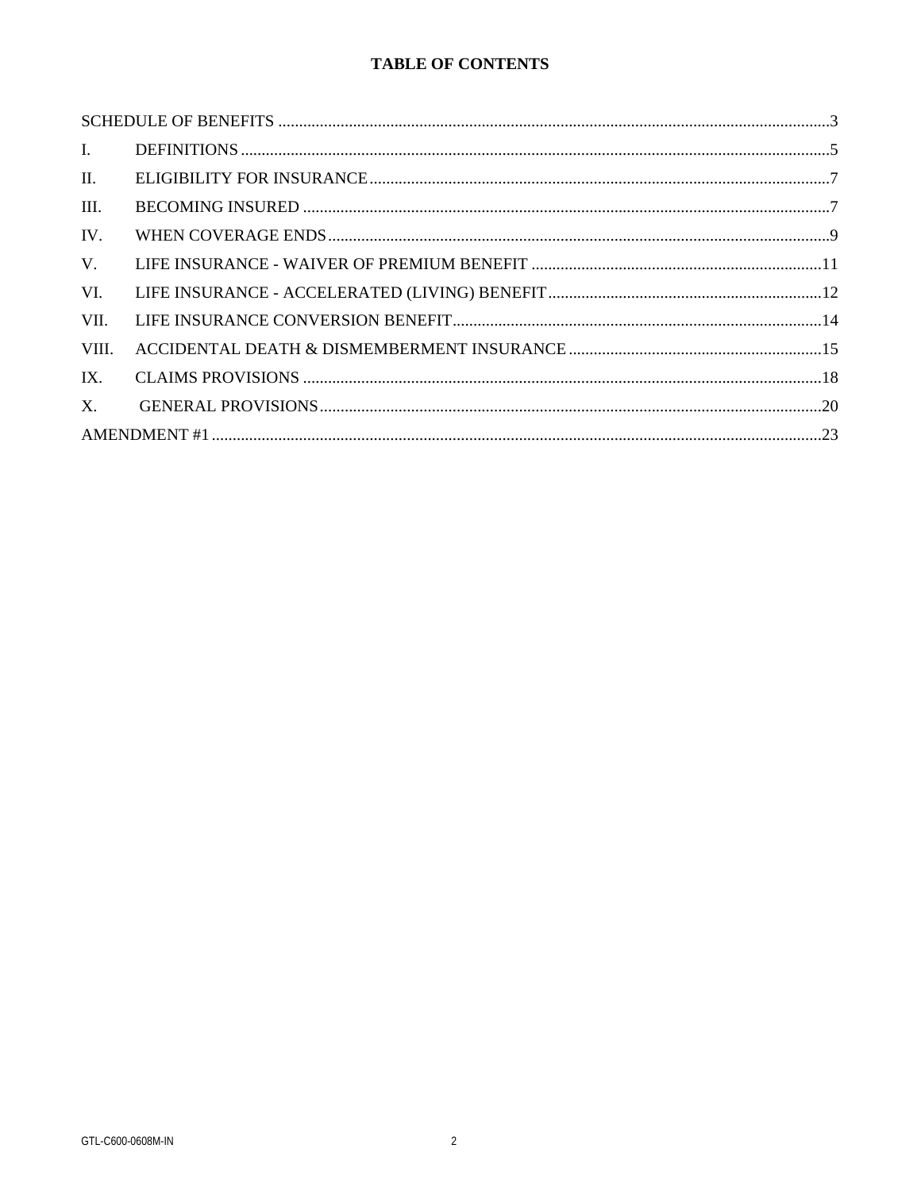# TABLE OF CONTENTS

| | | |
|---|---|---|
| SCHEDULE OF BENEFITS | | 3 |
| I. | DEFINITIONS | 5 |
| II. | ELIGIBILITY FOR INSURANCE | 7 |
| III. | BECOMING INSURED | 7 |
| IV. | WHEN COVERAGE ENDS | 9 |
| V. | LIFE INSURANCE - WAIVER OF PREMIUM BENEFIT | 11 |
| VI. | LIFE INSURANCE - ACCELERATED (LIVING) BENEFIT | 12 |
| VII. | LIFE INSURANCE CONVERSION BENEFIT | 14 |
| VIII. | ACCIDENTAL DEATH & DISMEMBERMENT INSURANCE | 15 |
| IX. | CLAIMS PROVISIONS | 18 |
| X. | GENERAL PROVISIONS | 20 |
| AMENDMENT #1 | | 23 |

GTL-C600-0608M-IN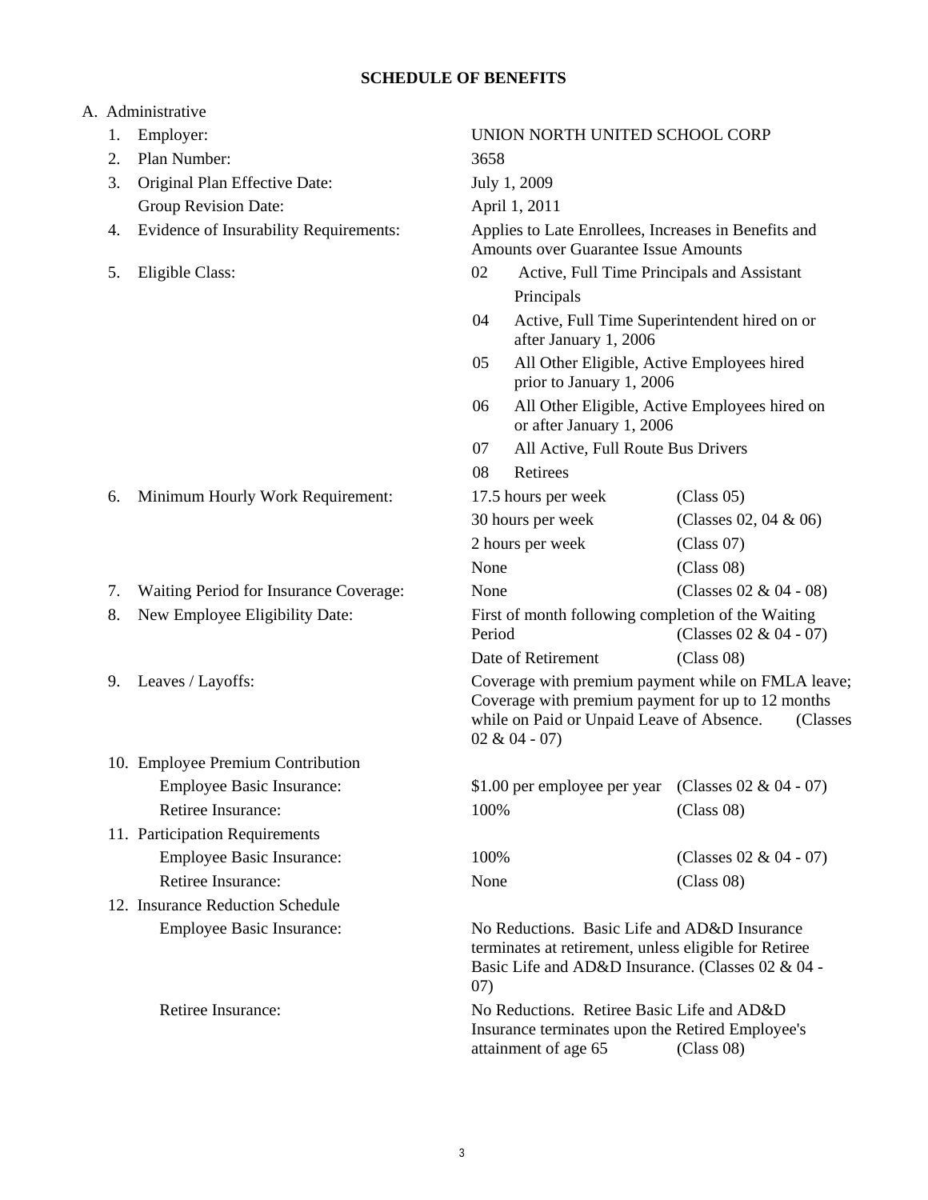# SCHEDULE OF BENEFITS

A. Administrative

| | | | |
|---|---|---|---|
| 1. | Employer: | UNION NORTH UNITED SCHOOL CORP | |
| 2. | Plan Number: | 3658 | |
| 3. | Original Plan Effective Date: | July 1, 2009 | |
| | Group Revision Date: | April 1, 2011 | |
| 4. | Evidence of Insurability Requirements: | Applies to Late Enrollees, Increases in Benefits and Amounts over Guarantee Issue Amounts | |
| 5. | Eligible Class: | 02 Active, Full Time Principals and Assistant Principals | |
| | | 04 Active, Full Time Superintendent hired on or after January 1, 2006 | |
| | | 05 All Other Eligible, Active Employees hired prior to January 1, 2006 | |
| | | 06 All Other Eligible, Active Employees hired on or after January 1, 2006 | |
| | | 07 All Active, Full Route Bus Drivers | |
| | | 08 Retirees | |
| 6. | Minimum Hourly Work Requirement: | 17.5 hours per week | (Class 05) |
| | | 30 hours per week | (Classes 02, 04 & 06) |
| | | 2 hours per week | (Class 07) |
| | | None | (Class 08) |
| 7. | Waiting Period for Insurance Coverage: | None | (Classes 02 & 04 - 08) |
| 8. | New Employee Eligibility Date: | First of month following completion of the Waiting Period | (Classes 02 & 04 - 07) |
| | | Date of Retirement | (Class 08) |
| 9. | Leaves / Layoffs: | Coverage with premium payment while on FMLA leave; Coverage with premium payment for up to 12 months while on Paid or Unpaid Leave of Absence. (Classes 02 & 04 - 07) | |
| 10. | Employee Premium Contribution | | |
| | Employee Basic Insurance: | $1.00 per employee per year | (Classes 02 & 04 - 07) |
| | Retiree Insurance: | 100% | (Class 08) |
| 11. | Participation Requirements | | |
| | Employee Basic Insurance: | 100% | (Classes 02 & 04 - 07) |
| | Retiree Insurance: | None | (Class 08) |
| 12. | Insurance Reduction Schedule | | |
| | Employee Basic Insurance: | No Reductions. Basic Life and AD&D Insurance terminates at retirement, unless eligible for Retiree Basic Life and AD&D Insurance. (Classes 02 & 04 - 07) | |
| | Retiree Insurance: | No Reductions. Retiree Basic Life and AD&D Insurance terminates upon the Retired Employee's attainment of age 65 | (Class 08) |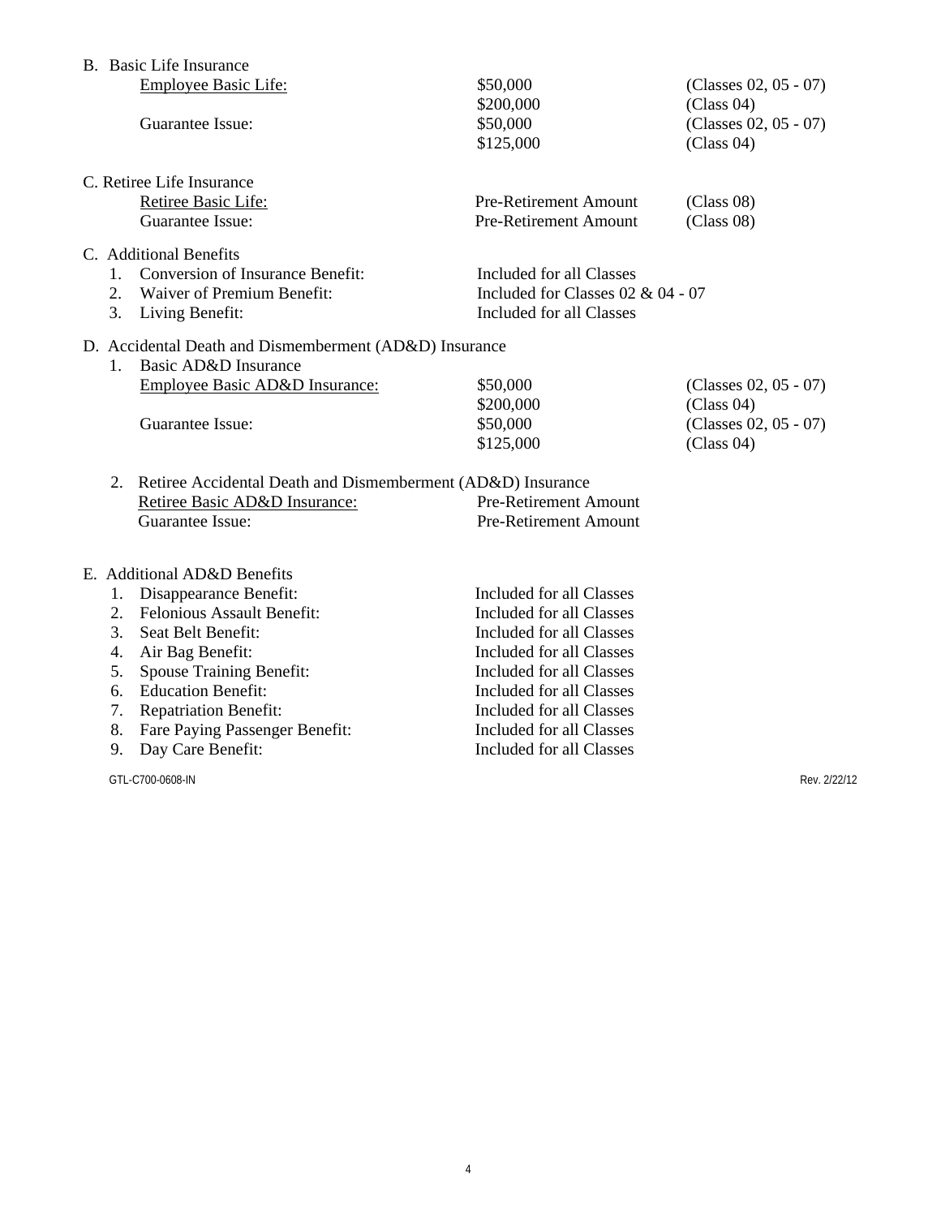B. Basic Life Insurance

| | | |
|---|---|---|
| Employee Basic Life: | $50,000 | (Classes 02, 05 - 07) |
| | $200,000 | (Class 04) |
| Guarantee Issue: | $50,000 | (Classes 02, 05 - 07) |
| | $125,000 | (Class 04) |

C. Retiree Life Insurance

| | | |
|---|---|---|
| Retiree Basic Life: | Pre-Retirement Amount | (Class 08) |
| Guarantee Issue: | Pre-Retirement Amount | (Class 08) |

C. Additional Benefits

1. Conversion of Insurance Benefit: Included for all Classes
2. Waiver of Premium Benefit: Included for Classes 02 & 04 - 07
3. Living Benefit: Included for all Classes

D. Accidental Death and Dismemberment (AD&D) Insurance

1. Basic AD&D Insurance

| | | |
|---|---|---|
| Employee Basic AD&D Insurance: | $50,000 | (Classes 02, 05 - 07) |
| | $200,000 | (Class 04) |
| Guarantee Issue: | $50,000 | (Classes 02, 05 - 07) |
| | $125,000 | (Class 04) |

2. Retiree Accidental Death and Dismemberment (AD&D) Insurance

| | |
|---|---|
| Retiree Basic AD&D Insurance: | Pre-Retirement Amount |
| Guarantee Issue: | Pre-Retirement Amount |

E. Additional AD&D Benefits

1. Disappearance Benefit: Included for all Classes
2. Felonious Assault Benefit: Included for all Classes
3. Seat Belt Benefit: Included for all Classes
4. Air Bag Benefit: Included for all Classes
5. Spouse Training Benefit: Included for all Classes
6. Education Benefit: Included for all Classes
7. Repatriation Benefit: Included for all Classes
8. Fare Paying Passenger Benefit: Included for all Classes
9. Day Care Benefit: Included for all Classes

GTL-C700-0608-IN Rev. 2/22/12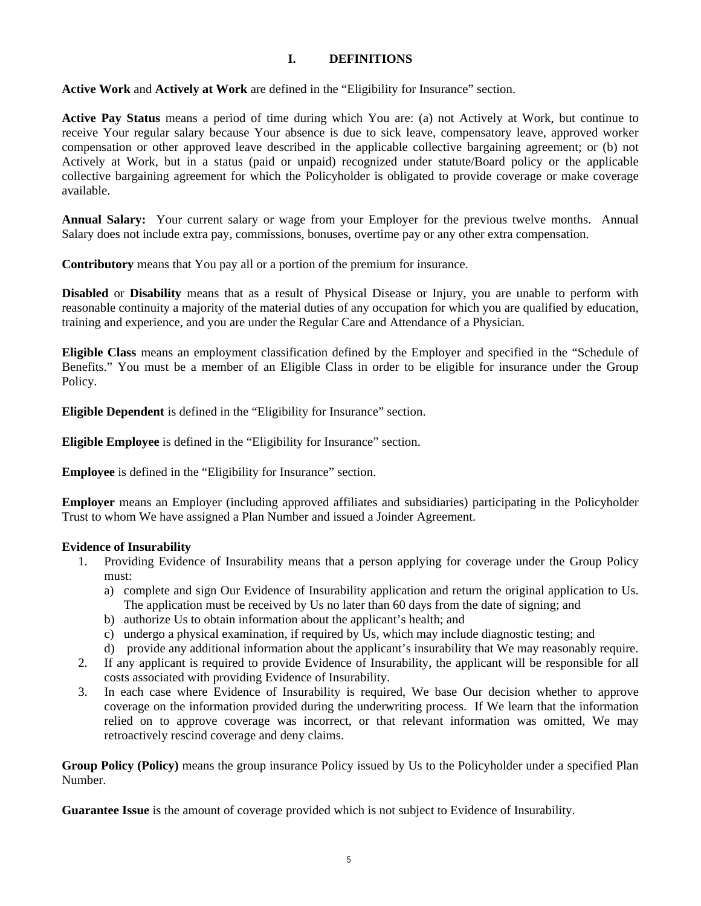# I. DEFINITIONS

**Active Work** and **Actively at Work** are defined in the "Eligibility for Insurance" section.

**Active Pay Status** means a period of time during which You are: (a) not Actively at Work, but continue to receive Your regular salary because Your absence is due to sick leave, compensatory leave, approved worker compensation or other approved leave described in the applicable collective bargaining agreement; or (b) not Actively at Work, but in a status (paid or unpaid) recognized under statute/Board policy or the applicable collective bargaining agreement for which the Policyholder is obligated to provide coverage or make coverage available.

**Annual Salary:** Your current salary or wage from your Employer for the previous twelve months. Annual Salary does not include extra pay, commissions, bonuses, overtime pay or any other extra compensation.

**Contributory** means that You pay all or a portion of the premium for insurance.

**Disabled** or **Disability** means that as a result of Physical Disease or Injury, you are unable to perform with reasonable continuity a majority of the material duties of any occupation for which you are qualified by education, training and experience, and you are under the Regular Care and Attendance of a Physician.

**Eligible Class** means an employment classification defined by the Employer and specified in the "Schedule of Benefits." You must be a member of an Eligible Class in order to be eligible for insurance under the Group Policy.

**Eligible Dependent** is defined in the "Eligibility for Insurance" section.

**Eligible Employee** is defined in the "Eligibility for Insurance" section.

**Employee** is defined in the "Eligibility for Insurance" section.

**Employer** means an Employer (including approved affiliates and subsidiaries) participating in the Policyholder Trust to whom We have assigned a Plan Number and issued a Joinder Agreement.

**Evidence of Insurability**

1. Providing Evidence of Insurability means that a person applying for coverage under the Group Policy must:
   a) complete and sign Our Evidence of Insurability application and return the original application to Us. The application must be received by Us no later than 60 days from the date of signing; and
   b) authorize Us to obtain information about the applicant's health; and
   c) undergo a physical examination, if required by Us, which may include diagnostic testing; and
   d) provide any additional information about the applicant's insurability that We may reasonably require.
2. If any applicant is required to provide Evidence of Insurability, the applicant will be responsible for all costs associated with providing Evidence of Insurability.
3. In each case where Evidence of Insurability is required, We base Our decision whether to approve coverage on the information provided during the underwriting process. If We learn that the information relied on to approve coverage was incorrect, or that relevant information was omitted, We may retroactively rescind coverage and deny claims.

**Group Policy (Policy)** means the group insurance Policy issued by Us to the Policyholder under a specified Plan Number.

**Guarantee Issue** is the amount of coverage provided which is not subject to Evidence of Insurability.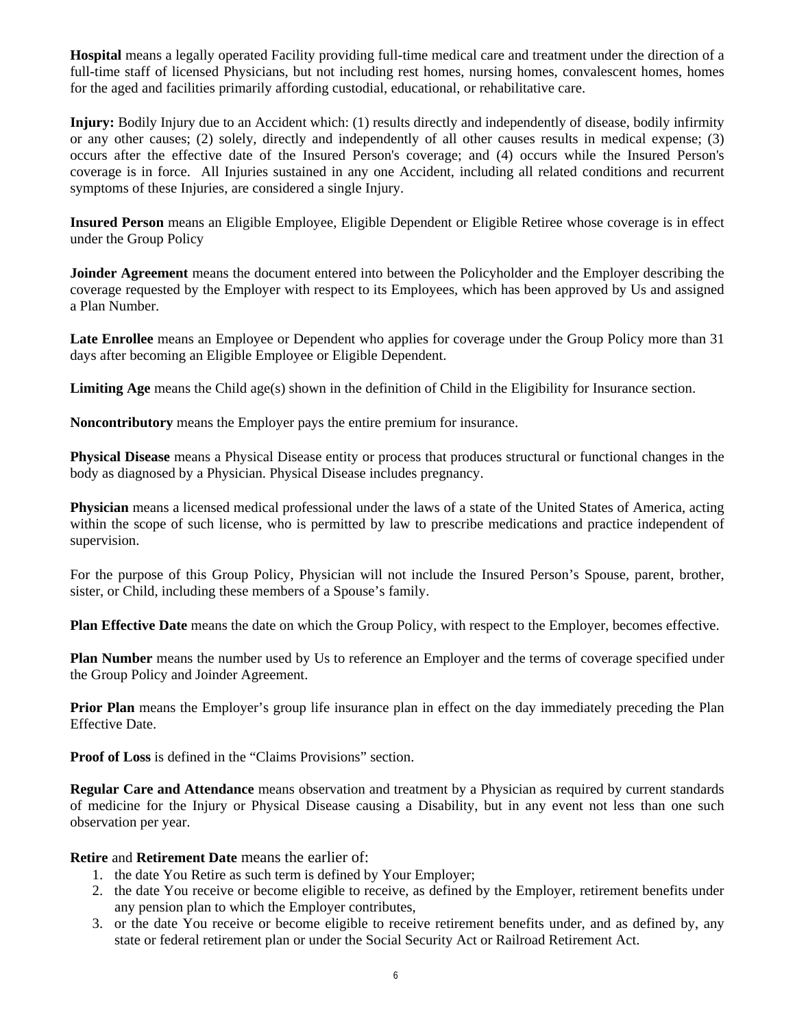**Hospital** means a legally operated Facility providing full-time medical care and treatment under the direction of a full-time staff of licensed Physicians, but not including rest homes, nursing homes, convalescent homes, homes for the aged and facilities primarily affording custodial, educational, or rehabilitative care.

**Injury:** Bodily Injury due to an Accident which: (1) results directly and independently of disease, bodily infirmity or any other causes; (2) solely, directly and independently of all other causes results in medical expense; (3) occurs after the effective date of the Insured Person's coverage; and (4) occurs while the Insured Person's coverage is in force. All Injuries sustained in any one Accident, including all related conditions and recurrent symptoms of these Injuries, are considered a single Injury.

**Insured Person** means an Eligible Employee, Eligible Dependent or Eligible Retiree whose coverage is in effect under the Group Policy

**Joinder Agreement** means the document entered into between the Policyholder and the Employer describing the coverage requested by the Employer with respect to its Employees, which has been approved by Us and assigned a Plan Number.

**Late Enrollee** means an Employee or Dependent who applies for coverage under the Group Policy more than 31 days after becoming an Eligible Employee or Eligible Dependent.

**Limiting Age** means the Child age(s) shown in the definition of Child in the Eligibility for Insurance section.

**Noncontributory** means the Employer pays the entire premium for insurance.

**Physical Disease** means a Physical Disease entity or process that produces structural or functional changes in the body as diagnosed by a Physician. Physical Disease includes pregnancy.

**Physician** means a licensed medical professional under the laws of a state of the United States of America, acting within the scope of such license, who is permitted by law to prescribe medications and practice independent of supervision.

For the purpose of this Group Policy, Physician will not include the Insured Person's Spouse, parent, brother, sister, or Child, including these members of a Spouse's family.

**Plan Effective Date** means the date on which the Group Policy, with respect to the Employer, becomes effective.

**Plan Number** means the number used by Us to reference an Employer and the terms of coverage specified under the Group Policy and Joinder Agreement.

**Prior Plan** means the Employer's group life insurance plan in effect on the day immediately preceding the Plan Effective Date.

**Proof of Loss** is defined in the "Claims Provisions" section.

**Regular Care and Attendance** means observation and treatment by a Physician as required by current standards of medicine for the Injury or Physical Disease causing a Disability, but in any event not less than one such observation per year.

**Retire** and **Retirement Date** means the earlier of:

1. the date You Retire as such term is defined by Your Employer;
2. the date You receive or become eligible to receive, as defined by the Employer, retirement benefits under any pension plan to which the Employer contributes,
3. or the date You receive or become eligible to receive retirement benefits under, and as defined by, any state or federal retirement plan or under the Social Security Act or Railroad Retirement Act.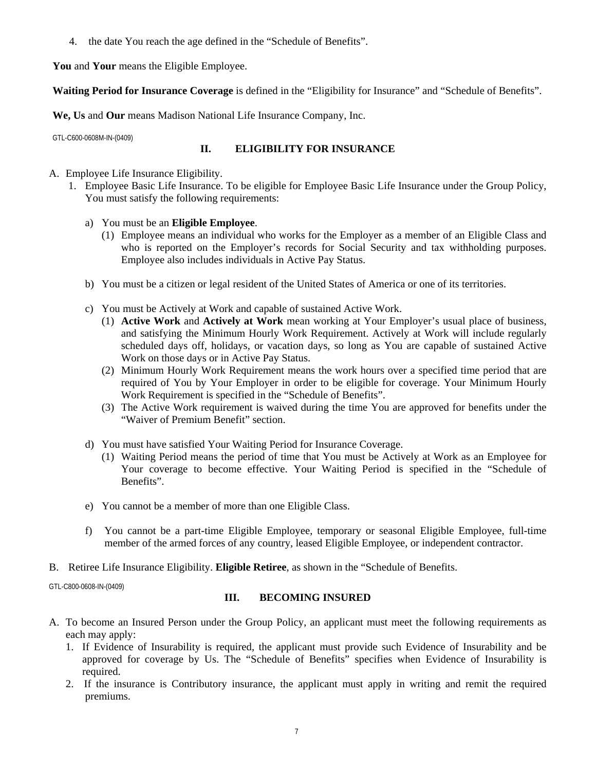4. the date You reach the age defined in the "Schedule of Benefits".

**You** and **Your** means the Eligible Employee.

**Waiting Period for Insurance Coverage** is defined in the "Eligibility for Insurance" and "Schedule of Benefits".

**We, Us** and **Our** means Madison National Life Insurance Company, Inc.

GTL-C600-0608M-IN-(0409)

## II. ELIGIBILITY FOR INSURANCE

A. Employee Life Insurance Eligibility.
   1. Employee Basic Life Insurance. To be eligible for Employee Basic Life Insurance under the Group Policy, You must satisfy the following requirements:

      a) You must be an **Eligible Employee**.
         (1) Employee means an individual who works for the Employer as a member of an Eligible Class and who is reported on the Employer's records for Social Security and tax withholding purposes. Employee also includes individuals in Active Pay Status.

      b) You must be a citizen or legal resident of the United States of America or one of its territories.

      c) You must be Actively at Work and capable of sustained Active Work.
         (1) **Active Work** and **Actively at Work** mean working at Your Employer's usual place of business, and satisfying the Minimum Hourly Work Requirement. Actively at Work will include regularly scheduled days off, holidays, or vacation days, so long as You are capable of sustained Active Work on those days or in Active Pay Status.
         (2) Minimum Hourly Work Requirement means the work hours over a specified time period that are required of You by Your Employer in order to be eligible for coverage. Your Minimum Hourly Work Requirement is specified in the "Schedule of Benefits".
         (3) The Active Work requirement is waived during the time You are approved for benefits under the "Waiver of Premium Benefit" section.

      d) You must have satisfied Your Waiting Period for Insurance Coverage.
         (1) Waiting Period means the period of time that You must be Actively at Work as an Employee for Your coverage to become effective. Your Waiting Period is specified in the "Schedule of Benefits".

      e) You cannot be a member of more than one Eligible Class.

      f) You cannot be a part-time Eligible Employee, temporary or seasonal Eligible Employee, full-time member of the armed forces of any country, leased Eligible Employee, or independent contractor.

B. Retiree Life Insurance Eligibility. **Eligible Retiree**, as shown in the "Schedule of Benefits.

GTL-C800-0608-IN-(0409)

## III. BECOMING INSURED

A. To become an Insured Person under the Group Policy, an applicant must meet the following requirements as each may apply:
   1. If Evidence of Insurability is required, the applicant must provide such Evidence of Insurability and be approved for coverage by Us. The "Schedule of Benefits" specifies when Evidence of Insurability is required.
   2. If the insurance is Contributory insurance, the applicant must apply in writing and remit the required premiums.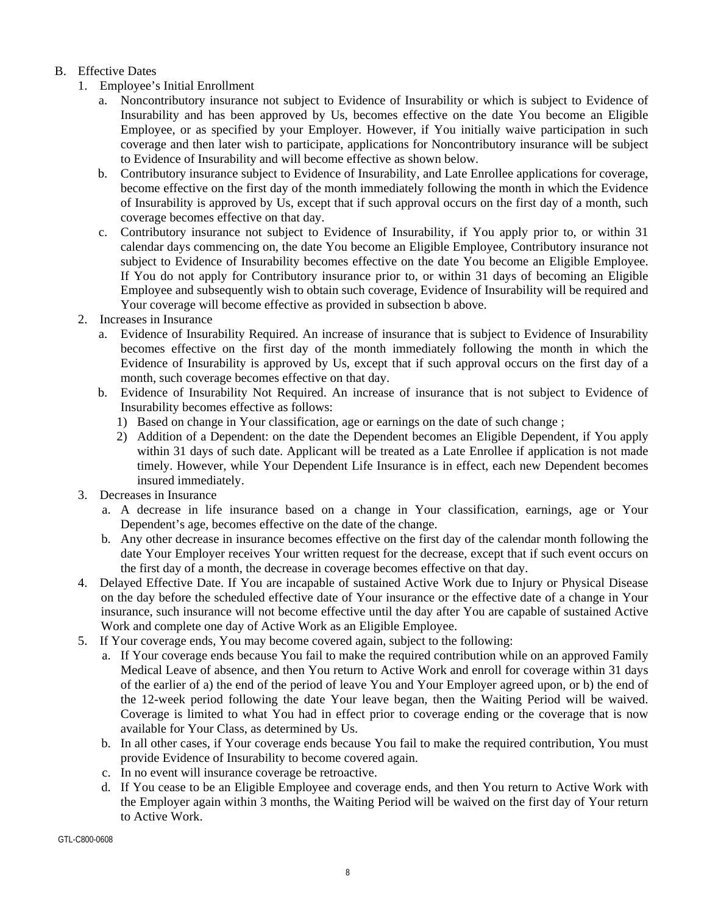B. Effective Dates

1. Employee's Initial Enrollment
   a. Noncontributory insurance not subject to Evidence of Insurability or which is subject to Evidence of Insurability and has been approved by Us, becomes effective on the date You become an Eligible Employee, or as specified by your Employer. However, if You initially waive participation in such coverage and then later wish to participate, applications for Noncontributory insurance will be subject to Evidence of Insurability and will become effective as shown below.
   b. Contributory insurance subject to Evidence of Insurability, and Late Enrollee applications for coverage, become effective on the first day of the month immediately following the month in which the Evidence of Insurability is approved by Us, except that if such approval occurs on the first day of a month, such coverage becomes effective on that day.
   c. Contributory insurance not subject to Evidence of Insurability, if You apply prior to, or within 31 calendar days commencing on, the date You become an Eligible Employee, Contributory insurance not subject to Evidence of Insurability becomes effective on the date You become an Eligible Employee. If You do not apply for Contributory insurance prior to, or within 31 days of becoming an Eligible Employee and subsequently wish to obtain such coverage, Evidence of Insurability will be required and Your coverage will become effective as provided in subsection b above.
2. Increases in Insurance
   a. Evidence of Insurability Required. An increase of insurance that is subject to Evidence of Insurability becomes effective on the first day of the month immediately following the month in which the Evidence of Insurability is approved by Us, except that if such approval occurs on the first day of a month, such coverage becomes effective on that day.
   b. Evidence of Insurability Not Required. An increase of insurance that is not subject to Evidence of Insurability becomes effective as follows:
      1) Based on change in Your classification, age or earnings on the date of such change ;
      2) Addition of a Dependent: on the date the Dependent becomes an Eligible Dependent, if You apply within 31 days of such date. Applicant will be treated as a Late Enrollee if application is not made timely. However, while Your Dependent Life Insurance is in effect, each new Dependent becomes insured immediately.
3. Decreases in Insurance
   a. A decrease in life insurance based on a change in Your classification, earnings, age or Your Dependent's age, becomes effective on the date of the change.
   b. Any other decrease in insurance becomes effective on the first day of the calendar month following the date Your Employer receives Your written request for the decrease, except that if such event occurs on the first day of a month, the decrease in coverage becomes effective on that day.
4. Delayed Effective Date. If You are incapable of sustained Active Work due to Injury or Physical Disease on the day before the scheduled effective date of Your insurance or the effective date of a change in Your insurance, such insurance will not become effective until the day after You are capable of sustained Active Work and complete one day of Active Work as an Eligible Employee.
5. If Your coverage ends, You may become covered again, subject to the following:
   a. If Your coverage ends because You fail to make the required contribution while on an approved Family Medical Leave of absence, and then You return to Active Work and enroll for coverage within 31 days of the earlier of a) the end of the period of leave You and Your Employer agreed upon, or b) the end of the 12-week period following the date Your leave began, then the Waiting Period will be waived. Coverage is limited to what You had in effect prior to coverage ending or the coverage that is now available for Your Class, as determined by Us.
   b. In all other cases, if Your coverage ends because You fail to make the required contribution, You must provide Evidence of Insurability to become covered again.
   c. In no event will insurance coverage be retroactive.
   d. If You cease to be an Eligible Employee and coverage ends, and then You return to Active Work with the Employer again within 3 months, the Waiting Period will be waived on the first day of Your return to Active Work.

GTL-C800-0608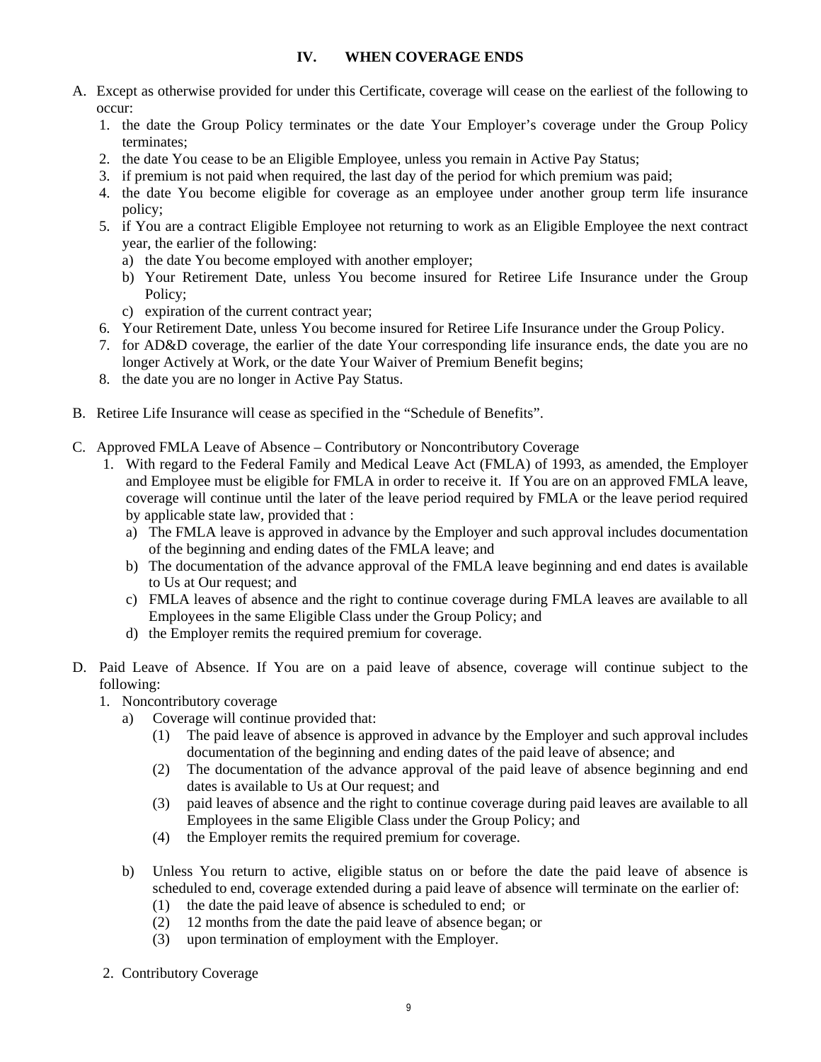## IV. WHEN COVERAGE ENDS

A. Except as otherwise provided for under this Certificate, coverage will cease on the earliest of the following to occur:
   1. the date the Group Policy terminates or the date Your Employer's coverage under the Group Policy terminates;
   2. the date You cease to be an Eligible Employee, unless you remain in Active Pay Status;
   3. if premium is not paid when required, the last day of the period for which premium was paid;
   4. the date You become eligible for coverage as an employee under another group term life insurance policy;
   5. if You are a contract Eligible Employee not returning to work as an Eligible Employee the next contract year, the earlier of the following:
      a) the date You become employed with another employer;
      b) Your Retirement Date, unless You become insured for Retiree Life Insurance under the Group Policy;
      c) expiration of the current contract year;
   6. Your Retirement Date, unless You become insured for Retiree Life Insurance under the Group Policy.
   7. for AD&D coverage, the earlier of the date Your corresponding life insurance ends, the date you are no longer Actively at Work, or the date Your Waiver of Premium Benefit begins;
   8. the date you are no longer in Active Pay Status.

B. Retiree Life Insurance will cease as specified in the "Schedule of Benefits".

C. Approved FMLA Leave of Absence – Contributory or Noncontributory Coverage
   1. With regard to the Federal Family and Medical Leave Act (FMLA) of 1993, as amended, the Employer and Employee must be eligible for FMLA in order to receive it. If You are on an approved FMLA leave, coverage will continue until the later of the leave period required by FMLA or the leave period required by applicable state law, provided that :
      a) The FMLA leave is approved in advance by the Employer and such approval includes documentation of the beginning and ending dates of the FMLA leave; and
      b) The documentation of the advance approval of the FMLA leave beginning and end dates is available to Us at Our request; and
      c) FMLA leaves of absence and the right to continue coverage during FMLA leaves are available to all Employees in the same Eligible Class under the Group Policy; and
      d) the Employer remits the required premium for coverage.

D. Paid Leave of Absence. If You are on a paid leave of absence, coverage will continue subject to the following:
   1. Noncontributory coverage
      a) Coverage will continue provided that:
         (1) The paid leave of absence is approved in advance by the Employer and such approval includes documentation of the beginning and ending dates of the paid leave of absence; and
         (2) The documentation of the advance approval of the paid leave of absence beginning and end dates is available to Us at Our request; and
         (3) paid leaves of absence and the right to continue coverage during paid leaves are available to all Employees in the same Eligible Class under the Group Policy; and
         (4) the Employer remits the required premium for coverage.

      b) Unless You return to active, eligible status on or before the date the paid leave of absence is scheduled to end, coverage extended during a paid leave of absence will terminate on the earlier of:
         (1) the date the paid leave of absence is scheduled to end; or
         (2) 12 months from the date the paid leave of absence began; or
         (3) upon termination of employment with the Employer.

   2. Contributory Coverage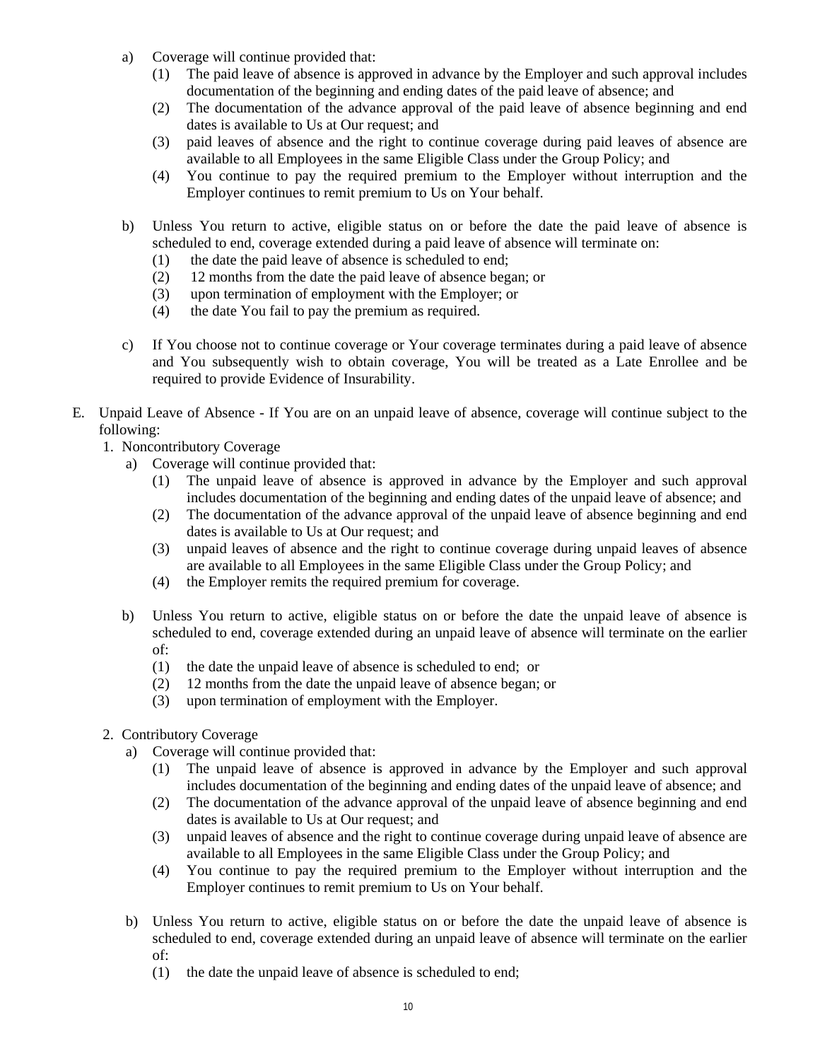a) Coverage will continue provided that:
   (1) The paid leave of absence is approved in advance by the Employer and such approval includes documentation of the beginning and ending dates of the paid leave of absence; and
   (2) The documentation of the advance approval of the paid leave of absence beginning and end dates is available to Us at Our request; and
   (3) paid leaves of absence and the right to continue coverage during paid leaves of absence are available to all Employees in the same Eligible Class under the Group Policy; and
   (4) You continue to pay the required premium to the Employer without interruption and the Employer continues to remit premium to Us on Your behalf.

b) Unless You return to active, eligible status on or before the date the paid leave of absence is scheduled to end, coverage extended during a paid leave of absence will terminate on:
   (1) the date the paid leave of absence is scheduled to end;
   (2) 12 months from the date the paid leave of absence began; or
   (3) upon termination of employment with the Employer; or
   (4) the date You fail to pay the premium as required.

c) If You choose not to continue coverage or Your coverage terminates during a paid leave of absence and You subsequently wish to obtain coverage, You will be treated as a Late Enrollee and be required to provide Evidence of Insurability.

E. Unpaid Leave of Absence - If You are on an unpaid leave of absence, coverage will continue subject to the following:

1. Noncontributory Coverage
   a) Coverage will continue provided that:
      (1) The unpaid leave of absence is approved in advance by the Employer and such approval includes documentation of the beginning and ending dates of the unpaid leave of absence; and
      (2) The documentation of the advance approval of the unpaid leave of absence beginning and end dates is available to Us at Our request; and
      (3) unpaid leaves of absence and the right to continue coverage during unpaid leaves of absence are available to all Employees in the same Eligible Class under the Group Policy; and
      (4) the Employer remits the required premium for coverage.

   b) Unless You return to active, eligible status on or before the date the unpaid leave of absence is scheduled to end, coverage extended during an unpaid leave of absence will terminate on the earlier of:
      (1) the date the unpaid leave of absence is scheduled to end; or
      (2) 12 months from the date the unpaid leave of absence began; or
      (3) upon termination of employment with the Employer.

2. Contributory Coverage
   a) Coverage will continue provided that:
      (1) The unpaid leave of absence is approved in advance by the Employer and such approval includes documentation of the beginning and ending dates of the unpaid leave of absence; and
      (2) The documentation of the advance approval of the unpaid leave of absence beginning and end dates is available to Us at Our request; and
      (3) unpaid leaves of absence and the right to continue coverage during unpaid leave of absence are available to all Employees in the same Eligible Class under the Group Policy; and
      (4) You continue to pay the required premium to the Employer without interruption and the Employer continues to remit premium to Us on Your behalf.

   b) Unless You return to active, eligible status on or before the date the unpaid leave of absence is scheduled to end, coverage extended during an unpaid leave of absence will terminate on the earlier of:
      (1) the date the unpaid leave of absence is scheduled to end;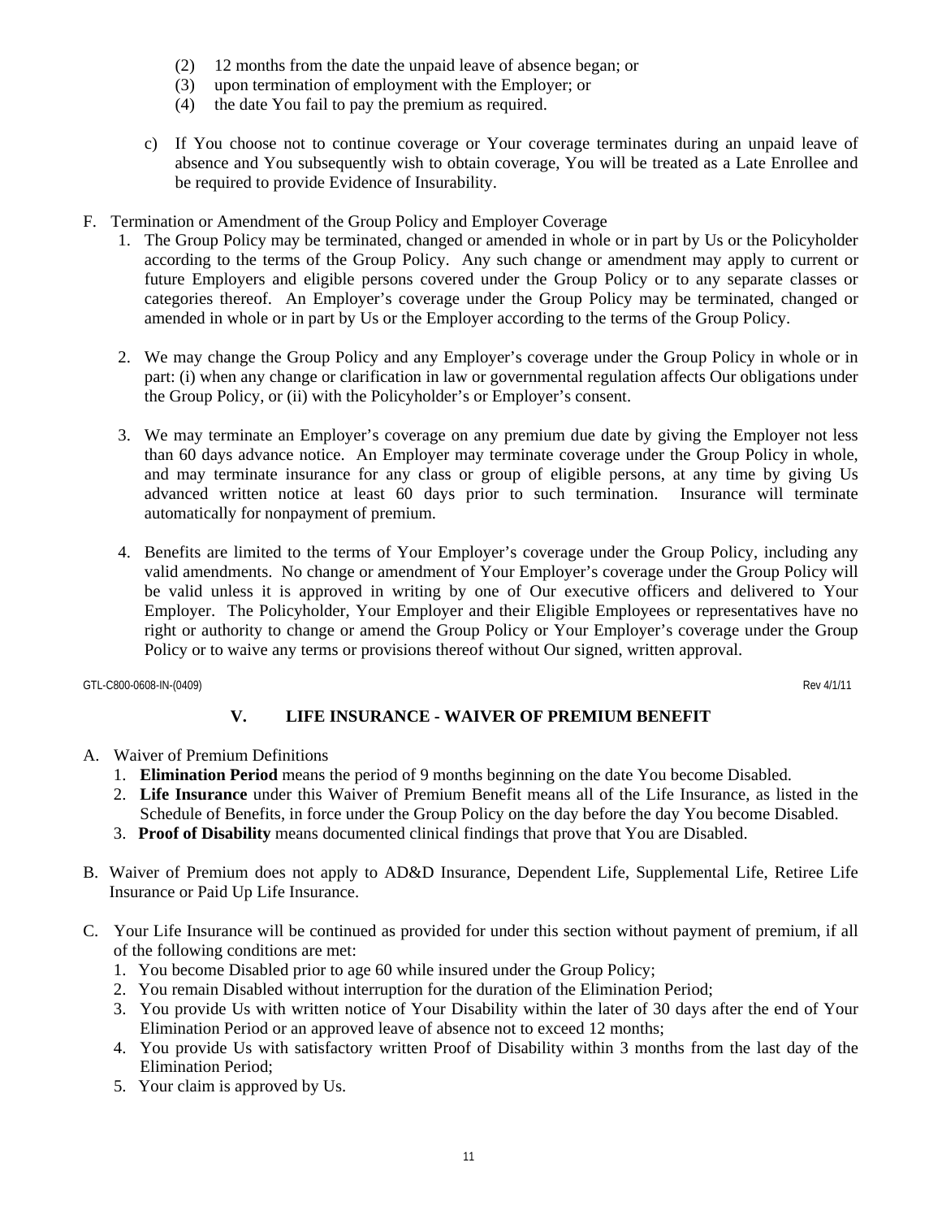(2) 12 months from the date the unpaid leave of absence began; or
   (3) upon termination of employment with the Employer; or
   (4) the date You fail to pay the premium as required.

c) If You choose not to continue coverage or Your coverage terminates during an unpaid leave of absence and You subsequently wish to obtain coverage, You will be treated as a Late Enrollee and be required to provide Evidence of Insurability.

F. Termination or Amendment of the Group Policy and Employer Coverage

1. The Group Policy may be terminated, changed or amended in whole or in part by Us or the Policyholder according to the terms of the Group Policy. Any such change or amendment may apply to current or future Employers and eligible persons covered under the Group Policy or to any separate classes or categories thereof. An Employer's coverage under the Group Policy may be terminated, changed or amended in whole or in part by Us or the Employer according to the terms of the Group Policy.

2. We may change the Group Policy and any Employer's coverage under the Group Policy in whole or in part: (i) when any change or clarification in law or governmental regulation affects Our obligations under the Group Policy, or (ii) with the Policyholder's or Employer's consent.

3. We may terminate an Employer's coverage on any premium due date by giving the Employer not less than 60 days advance notice. An Employer may terminate coverage under the Group Policy in whole, and may terminate insurance for any class or group of eligible persons, at any time by giving Us advanced written notice at least 60 days prior to such termination. Insurance will terminate automatically for nonpayment of premium.

4. Benefits are limited to the terms of Your Employer's coverage under the Group Policy, including any valid amendments. No change or amendment of Your Employer's coverage under the Group Policy will be valid unless it is approved in writing by one of Our executive officers and delivered to Your Employer. The Policyholder, Your Employer and their Eligible Employees or representatives have no right or authority to change or amend the Group Policy or Your Employer's coverage under the Group Policy or to waive any terms or provisions thereof without Our signed, written approval.

GTL-C800-0608-IN-(0409) Rev 4/1/11

## V. LIFE INSURANCE - WAIVER OF PREMIUM BENEFIT

A. Waiver of Premium Definitions

1. **Elimination Period** means the period of 9 months beginning on the date You become Disabled.
2. **Life Insurance** under this Waiver of Premium Benefit means all of the Life Insurance, as listed in the Schedule of Benefits, in force under the Group Policy on the day before the day You become Disabled.
3. **Proof of Disability** means documented clinical findings that prove that You are Disabled.

B. Waiver of Premium does not apply to AD&D Insurance, Dependent Life, Supplemental Life, Retiree Life Insurance or Paid Up Life Insurance.

C. Your Life Insurance will be continued as provided for under this section without payment of premium, if all of the following conditions are met:

1. You become Disabled prior to age 60 while insured under the Group Policy;
2. You remain Disabled without interruption for the duration of the Elimination Period;
3. You provide Us with written notice of Your Disability within the later of 30 days after the end of Your Elimination Period or an approved leave of absence not to exceed 12 months;
4. You provide Us with satisfactory written Proof of Disability within 3 months from the last day of the Elimination Period;
5. Your claim is approved by Us.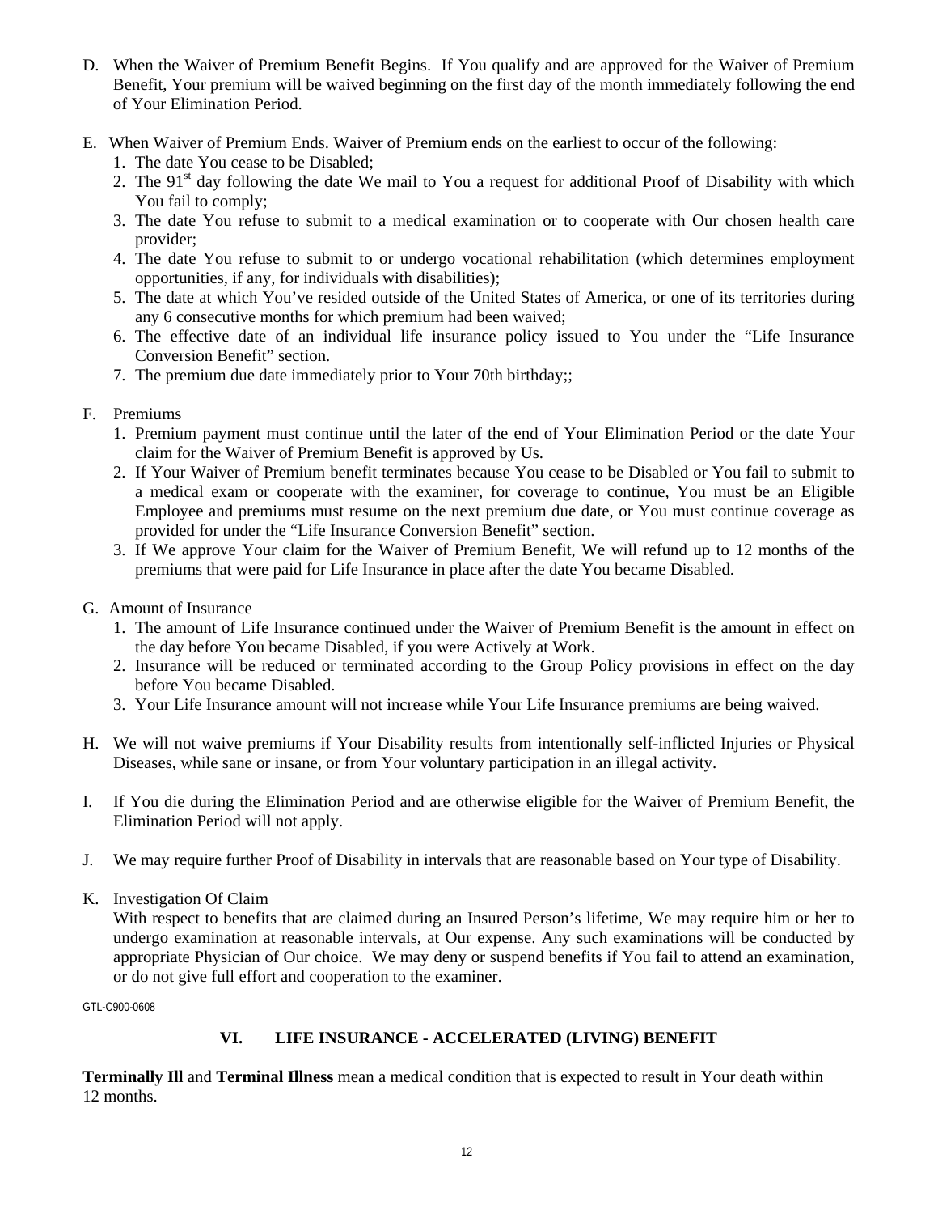D. When the Waiver of Premium Benefit Begins. If You qualify and are approved for the Waiver of Premium Benefit, Your premium will be waived beginning on the first day of the month immediately following the end of Your Elimination Period.

E. When Waiver of Premium Ends. Waiver of Premium ends on the earliest to occur of the following:
   1. The date You cease to be Disabled;
   2. The 91st day following the date We mail to You a request for additional Proof of Disability with which You fail to comply;
   3. The date You refuse to submit to a medical examination or to cooperate with Our chosen health care provider;
   4. The date You refuse to submit to or undergo vocational rehabilitation (which determines employment opportunities, if any, for individuals with disabilities);
   5. The date at which You've resided outside of the United States of America, or one of its territories during any 6 consecutive months for which premium had been waived;
   6. The effective date of an individual life insurance policy issued to You under the "Life Insurance Conversion Benefit" section.
   7. The premium due date immediately prior to Your 70th birthday;;

F. Premiums
   1. Premium payment must continue until the later of the end of Your Elimination Period or the date Your claim for the Waiver of Premium Benefit is approved by Us.
   2. If Your Waiver of Premium benefit terminates because You cease to be Disabled or You fail to submit to a medical exam or cooperate with the examiner, for coverage to continue, You must be an Eligible Employee and premiums must resume on the next premium due date, or You must continue coverage as provided for under the "Life Insurance Conversion Benefit" section.
   3. If We approve Your claim for the Waiver of Premium Benefit, We will refund up to 12 months of the premiums that were paid for Life Insurance in place after the date You became Disabled.

G. Amount of Insurance
   1. The amount of Life Insurance continued under the Waiver of Premium Benefit is the amount in effect on the day before You became Disabled, if you were Actively at Work.
   2. Insurance will be reduced or terminated according to the Group Policy provisions in effect on the day before You became Disabled.
   3. Your Life Insurance amount will not increase while Your Life Insurance premiums are being waived.

H. We will not waive premiums if Your Disability results from intentionally self-inflicted Injuries or Physical Diseases, while sane or insane, or from Your voluntary participation in an illegal activity.

I. If You die during the Elimination Period and are otherwise eligible for the Waiver of Premium Benefit, the Elimination Period will not apply.

J. We may require further Proof of Disability in intervals that are reasonable based on Your type of Disability.

K. Investigation Of Claim
   With respect to benefits that are claimed during an Insured Person's lifetime, We may require him or her to undergo examination at reasonable intervals, at Our expense. Any such examinations will be conducted by appropriate Physician of Our choice. We may deny or suspend benefits if You fail to attend an examination, or do not give full effort and cooperation to the examiner.

GTL-C900-0608

## VI. LIFE INSURANCE - ACCELERATED (LIVING) BENEFIT

**Terminally Ill** and **Terminal Illness** mean a medical condition that is expected to result in Your death within 12 months.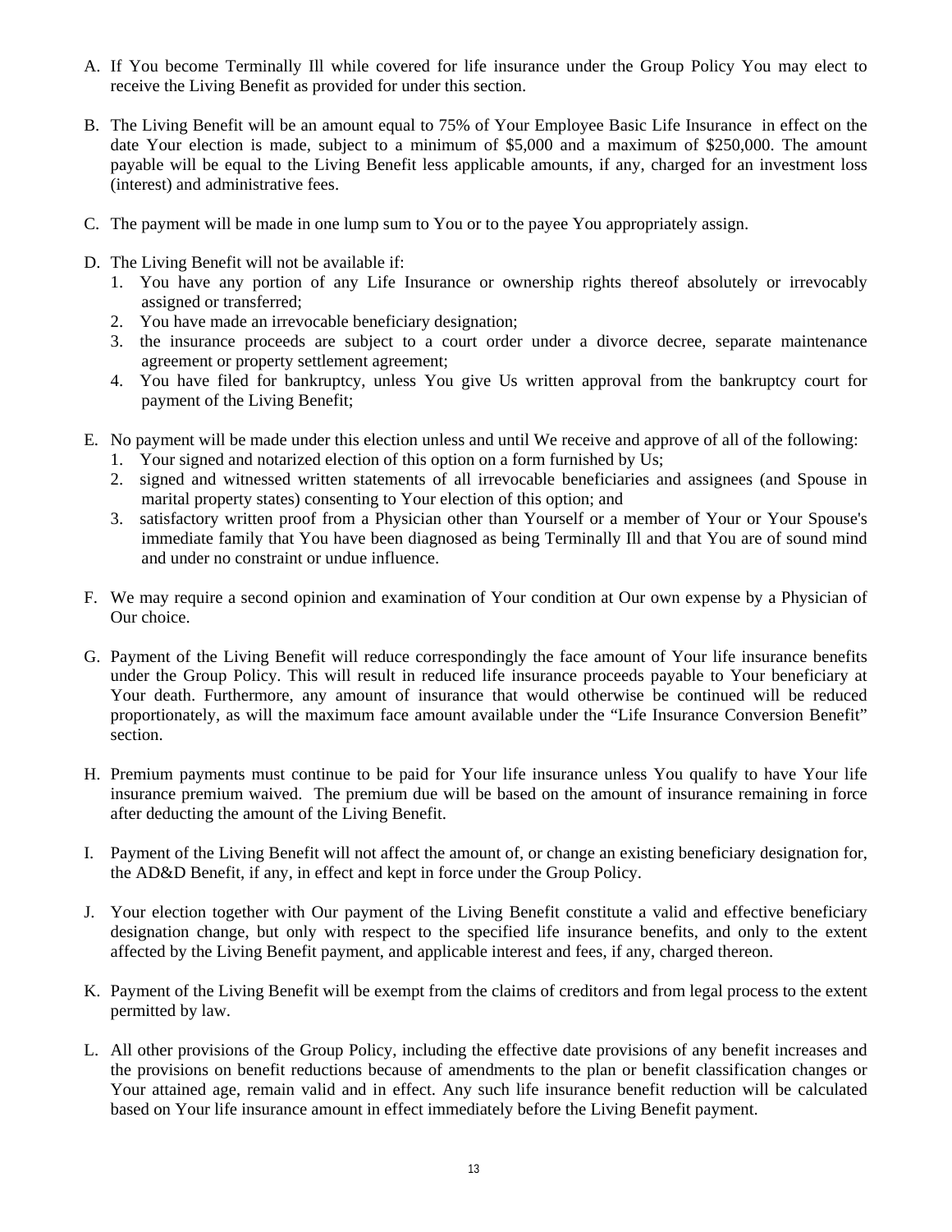A. If You become Terminally Ill while covered for life insurance under the Group Policy You may elect to receive the Living Benefit as provided for under this section.

B. The Living Benefit will be an amount equal to 75% of Your Employee Basic Life Insurance in effect on the date Your election is made, subject to a minimum of $5,000 and a maximum of $250,000. The amount payable will be equal to the Living Benefit less applicable amounts, if any, charged for an investment loss (interest) and administrative fees.

C. The payment will be made in one lump sum to You or to the payee You appropriately assign.

D. The Living Benefit will not be available if:
   1. You have any portion of any Life Insurance or ownership rights thereof absolutely or irrevocably assigned or transferred;
   2. You have made an irrevocable beneficiary designation;
   3. the insurance proceeds are subject to a court order under a divorce decree, separate maintenance agreement or property settlement agreement;
   4. You have filed for bankruptcy, unless You give Us written approval from the bankruptcy court for payment of the Living Benefit;

E. No payment will be made under this election unless and until We receive and approve of all of the following:
   1. Your signed and notarized election of this option on a form furnished by Us;
   2. signed and witnessed written statements of all irrevocable beneficiaries and assignees (and Spouse in marital property states) consenting to Your election of this option; and
   3. satisfactory written proof from a Physician other than Yourself or a member of Your or Your Spouse's immediate family that You have been diagnosed as being Terminally Ill and that You are of sound mind and under no constraint or undue influence.

F. We may require a second opinion and examination of Your condition at Our own expense by a Physician of Our choice.

G. Payment of the Living Benefit will reduce correspondingly the face amount of Your life insurance benefits under the Group Policy. This will result in reduced life insurance proceeds payable to Your beneficiary at Your death. Furthermore, any amount of insurance that would otherwise be continued will be reduced proportionately, as will the maximum face amount available under the "Life Insurance Conversion Benefit" section.

H. Premium payments must continue to be paid for Your life insurance unless You qualify to have Your life insurance premium waived. The premium due will be based on the amount of insurance remaining in force after deducting the amount of the Living Benefit.

I. Payment of the Living Benefit will not affect the amount of, or change an existing beneficiary designation for, the AD&D Benefit, if any, in effect and kept in force under the Group Policy.

J. Your election together with Our payment of the Living Benefit constitute a valid and effective beneficiary designation change, but only with respect to the specified life insurance benefits, and only to the extent affected by the Living Benefit payment, and applicable interest and fees, if any, charged thereon.

K. Payment of the Living Benefit will be exempt from the claims of creditors and from legal process to the extent permitted by law.

L. All other provisions of the Group Policy, including the effective date provisions of any benefit increases and the provisions on benefit reductions because of amendments to the plan or benefit classification changes or Your attained age, remain valid and in effect. Any such life insurance benefit reduction will be calculated based on Your life insurance amount in effect immediately before the Living Benefit payment.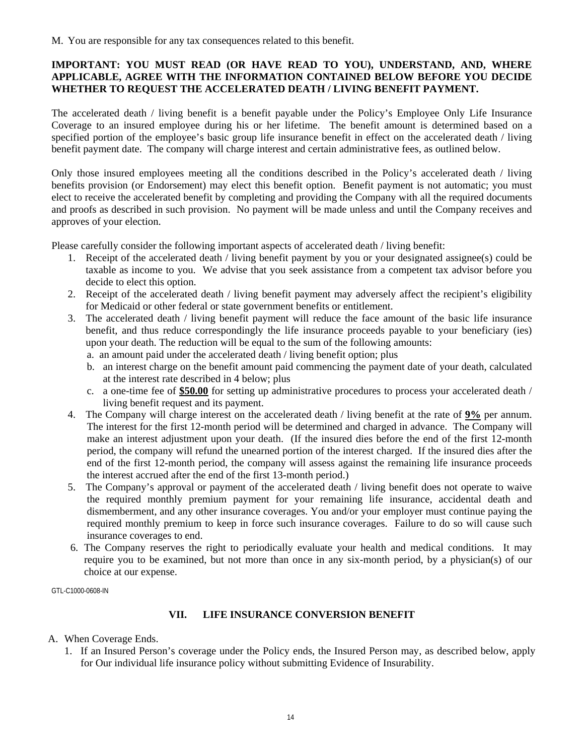M. You are responsible for any tax consequences related to this benefit.

**IMPORTANT: YOU MUST READ (OR HAVE READ TO YOU), UNDERSTAND, AND, WHERE APPLICABLE, AGREE WITH THE INFORMATION CONTAINED BELOW BEFORE YOU DECIDE WHETHER TO REQUEST THE ACCELERATED DEATH / LIVING BENEFIT PAYMENT.**

The accelerated death / living benefit is a benefit payable under the Policy's Employee Only Life Insurance Coverage to an insured employee during his or her lifetime. The benefit amount is determined based on a specified portion of the employee's basic group life insurance benefit in effect on the accelerated death / living benefit payment date. The company will charge interest and certain administrative fees, as outlined below.

Only those insured employees meeting all the conditions described in the Policy's accelerated death / living benefits provision (or Endorsement) may elect this benefit option. Benefit payment is not automatic; you must elect to receive the accelerated benefit by completing and providing the Company with all the required documents and proofs as described in such provision. No payment will be made unless and until the Company receives and approves of your election.

Please carefully consider the following important aspects of accelerated death / living benefit:

1. Receipt of the accelerated death / living benefit payment by you or your designated assignee(s) could be taxable as income to you. We advise that you seek assistance from a competent tax advisor before you decide to elect this option.
2. Receipt of the accelerated death / living benefit payment may adversely affect the recipient's eligibility for Medicaid or other federal or state government benefits or entitlement.
3. The accelerated death / living benefit payment will reduce the face amount of the basic life insurance benefit, and thus reduce correspondingly the life insurance proceeds payable to your beneficiary (ies) upon your death. The reduction will be equal to the sum of the following amounts:
   a. an amount paid under the accelerated death / living benefit option; plus
   b. an interest charge on the benefit amount paid commencing the payment date of your death, calculated at the interest rate described in 4 below; plus
   c. a one-time fee of **<u>$50.00</u>** for setting up administrative procedures to process your accelerated death / living benefit request and its payment.
4. The Company will charge interest on the accelerated death / living benefit at the rate of **<u>9%</u>** per annum. The interest for the first 12-month period will be determined and charged in advance. The Company will make an interest adjustment upon your death. (If the insured dies before the end of the first 12-month period, the company will refund the unearned portion of the interest charged. If the insured dies after the end of the first 12-month period, the company will assess against the remaining life insurance proceeds the interest accrued after the end of the first 13-month period.)
5. The Company's approval or payment of the accelerated death / living benefit does not operate to waive the required monthly premium payment for your remaining life insurance, accidental death and dismemberment, and any other insurance coverages. You and/or your employer must continue paying the required monthly premium to keep in force such insurance coverages. Failure to do so will cause such insurance coverages to end.
6. The Company reserves the right to periodically evaluate your health and medical conditions. It may require you to be examined, but not more than once in any six-month period, by a physician(s) of our choice at our expense.

GTL-C1000-0608-IN

## VII. LIFE INSURANCE CONVERSION BENEFIT

A. When Coverage Ends.

1. If an Insured Person's coverage under the Policy ends, the Insured Person may, as described below, apply for Our individual life insurance policy without submitting Evidence of Insurability.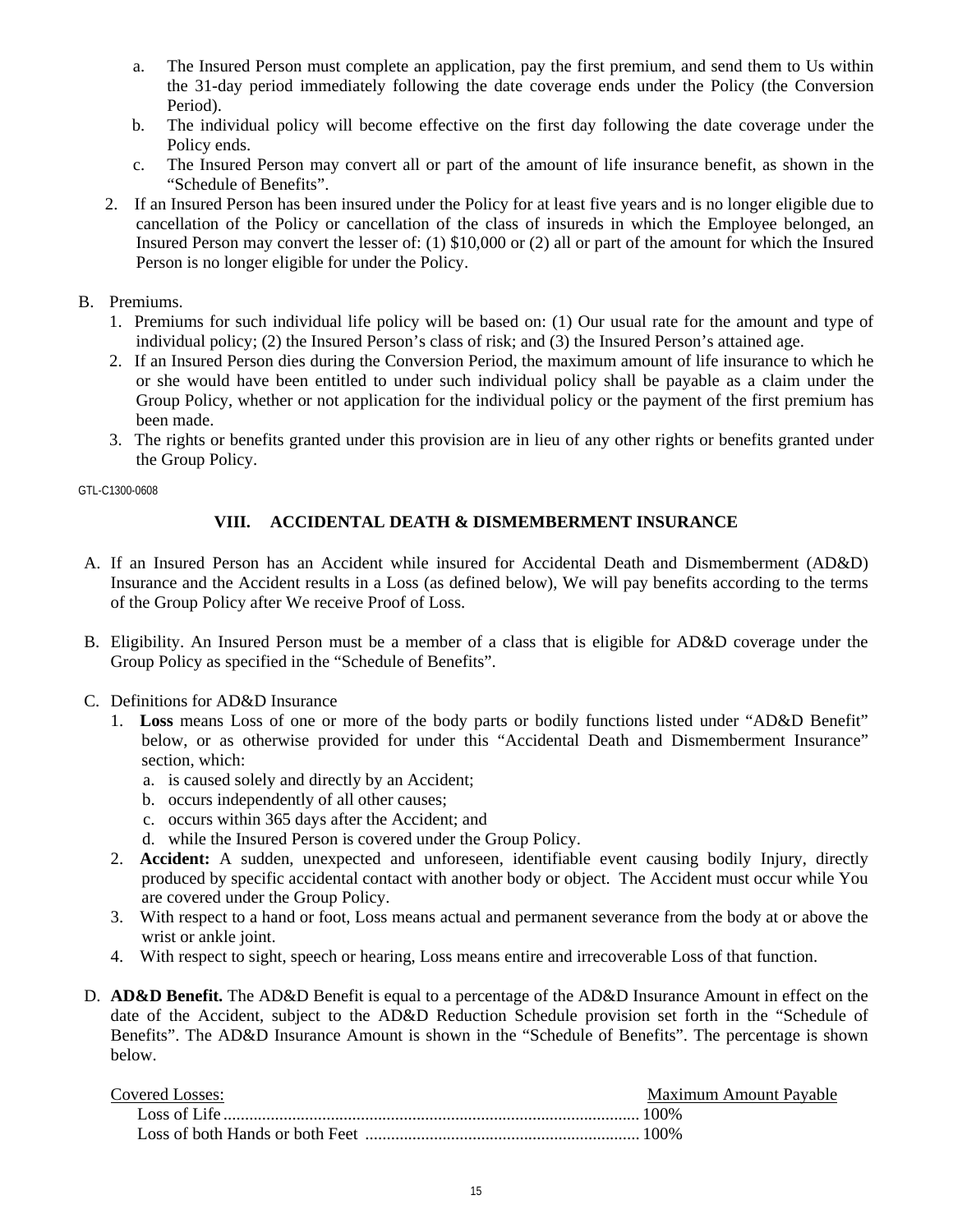a. The Insured Person must complete an application, pay the first premium, and send them to Us within the 31-day period immediately following the date coverage ends under the Policy (the Conversion Period).
b. The individual policy will become effective on the first day following the date coverage under the Policy ends.
c. The Insured Person may convert all or part of the amount of life insurance benefit, as shown in the "Schedule of Benefits".

2. If an Insured Person has been insured under the Policy for at least five years and is no longer eligible due to cancellation of the Policy or cancellation of the class of insureds in which the Employee belonged, an Insured Person may convert the lesser of: (1) $10,000 or (2) all or part of the amount for which the Insured Person is no longer eligible for under the Policy.

B. Premiums.
1. Premiums for such individual life policy will be based on: (1) Our usual rate for the amount and type of individual policy; (2) the Insured Person's class of risk; and (3) the Insured Person's attained age.
2. If an Insured Person dies during the Conversion Period, the maximum amount of life insurance to which he or she would have been entitled to under such individual policy shall be payable as a claim under the Group Policy, whether or not application for the individual policy or the payment of the first premium has been made.
3. The rights or benefits granted under this provision are in lieu of any other rights or benefits granted under the Group Policy.

GTL-C1300-0608

## VIII. ACCIDENTAL DEATH & DISMEMBERMENT INSURANCE

A. If an Insured Person has an Accident while insured for Accidental Death and Dismemberment (AD&D) Insurance and the Accident results in a Loss (as defined below), We will pay benefits according to the terms of the Group Policy after We receive Proof of Loss.

B. Eligibility. An Insured Person must be a member of a class that is eligible for AD&D coverage under the Group Policy as specified in the "Schedule of Benefits".

C. Definitions for AD&D Insurance
1. **Loss** means Loss of one or more of the body parts or bodily functions listed under "AD&D Benefit" below, or as otherwise provided for under this "Accidental Death and Dismemberment Insurance" section, which:
   a. is caused solely and directly by an Accident;
   b. occurs independently of all other causes;
   c. occurs within 365 days after the Accident; and
   d. while the Insured Person is covered under the Group Policy.
2. **Accident:** A sudden, unexpected and unforeseen, identifiable event causing bodily Injury, directly produced by specific accidental contact with another body or object. The Accident must occur while You are covered under the Group Policy.
3. With respect to a hand or foot, Loss means actual and permanent severance from the body at or above the wrist or ankle joint.
4. With respect to sight, speech or hearing, Loss means entire and irrecoverable Loss of that function.

D. **AD&D Benefit.** The AD&D Benefit is equal to a percentage of the AD&D Insurance Amount in effect on the date of the Accident, subject to the AD&D Reduction Schedule provision set forth in the "Schedule of Benefits". The AD&D Insurance Amount is shown in the "Schedule of Benefits". The percentage is shown below.

| Covered Losses: | Maximum Amount Payable |
| --- | --- |
| Loss of Life | 100% |
| Loss of both Hands or both Feet | 100% |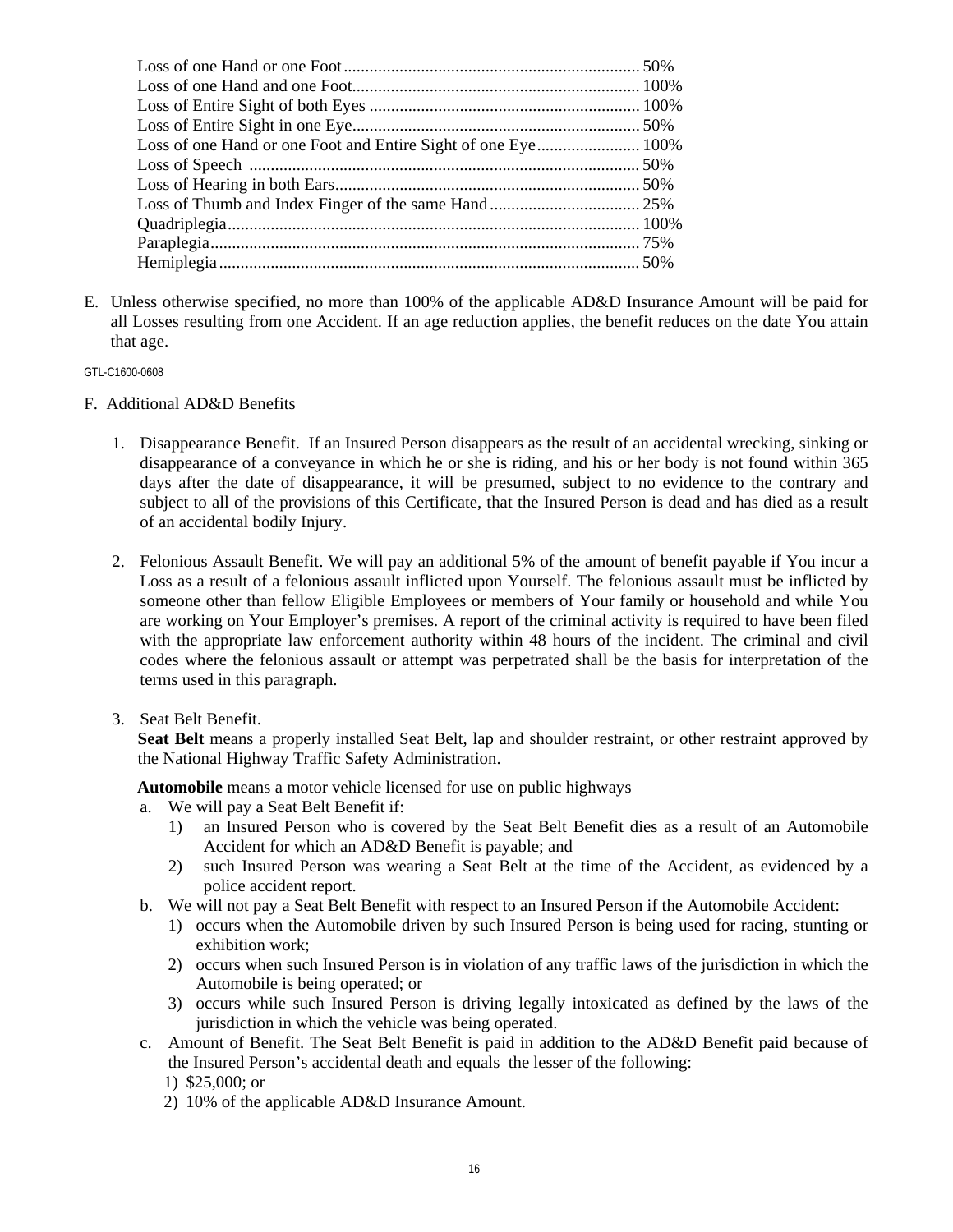| | |
|---|---|
| Loss of one Hand or one Foot | 50% |
| Loss of one Hand and one Foot | 100% |
| Loss of Entire Sight of both Eyes | 100% |
| Loss of Entire Sight in one Eye | 50% |
| Loss of one Hand or one Foot and Entire Sight of one Eye | 100% |
| Loss of Speech | 50% |
| Loss of Hearing in both Ears | 50% |
| Loss of Thumb and Index Finger of the same Hand | 25% |
| Quadriplegia | 100% |
| Paraplegia | 75% |
| Hemiplegia | 50% |

E. Unless otherwise specified, no more than 100% of the applicable AD&D Insurance Amount will be paid for all Losses resulting from one Accident. If an age reduction applies, the benefit reduces on the date You attain that age.

GTL-C1600-0608

F. Additional AD&D Benefits

1. Disappearance Benefit. If an Insured Person disappears as the result of an accidental wrecking, sinking or disappearance of a conveyance in which he or she is riding, and his or her body is not found within 365 days after the date of disappearance, it will be presumed, subject to no evidence to the contrary and subject to all of the provisions of this Certificate, that the Insured Person is dead and has died as a result of an accidental bodily Injury.

2. Felonious Assault Benefit. We will pay an additional 5% of the amount of benefit payable if You incur a Loss as a result of a felonious assault inflicted upon Yourself. The felonious assault must be inflicted by someone other than fellow Eligible Employees or members of Your family or household and while You are working on Your Employer's premises. A report of the criminal activity is required to have been filed with the appropriate law enforcement authority within 48 hours of the incident. The criminal and civil codes where the felonious assault or attempt was perpetrated shall be the basis for interpretation of the terms used in this paragraph.

3. Seat Belt Benefit.
   **Seat Belt** means a properly installed Seat Belt, lap and shoulder restraint, or other restraint approved by the National Highway Traffic Safety Administration.

   **Automobile** means a motor vehicle licensed for use on public highways

   a. We will pay a Seat Belt Benefit if:
      1) an Insured Person who is covered by the Seat Belt Benefit dies as a result of an Automobile Accident for which an AD&D Benefit is payable; and
      2) such Insured Person was wearing a Seat Belt at the time of the Accident, as evidenced by a police accident report.
   b. We will not pay a Seat Belt Benefit with respect to an Insured Person if the Automobile Accident:
      1) occurs when the Automobile driven by such Insured Person is being used for racing, stunting or exhibition work;
      2) occurs when such Insured Person is in violation of any traffic laws of the jurisdiction in which the Automobile is being operated; or
      3) occurs while such Insured Person is driving legally intoxicated as defined by the laws of the jurisdiction in which the vehicle was being operated.
   c. Amount of Benefit. The Seat Belt Benefit is paid in addition to the AD&D Benefit paid because of the Insured Person's accidental death and equals the lesser of the following:
      1) $25,000; or
      2) 10% of the applicable AD&D Insurance Amount.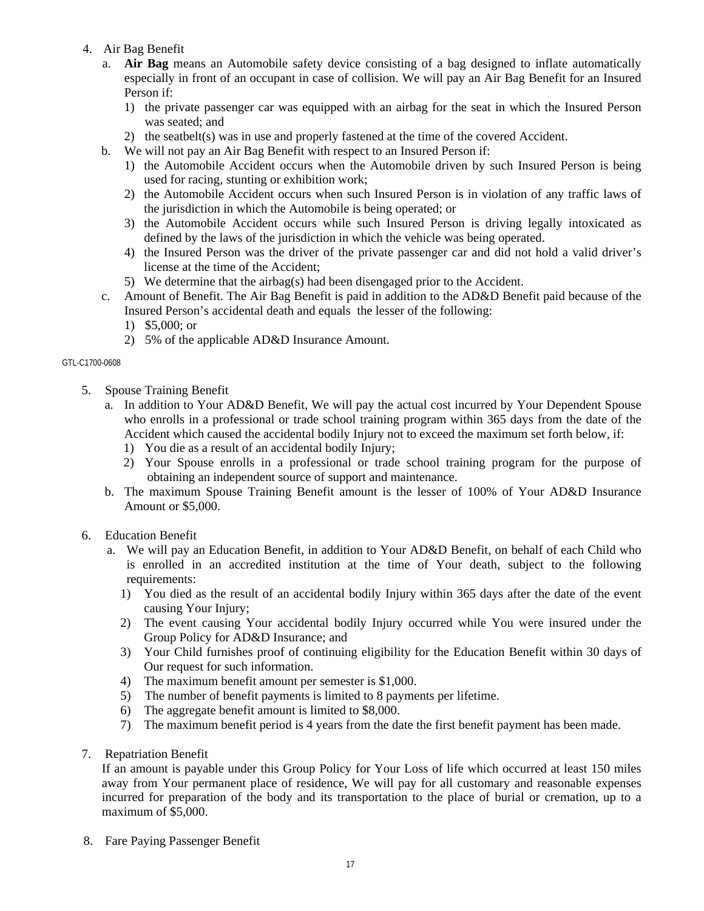4. Air Bag Benefit
   a. **Air Bag** means an Automobile safety device consisting of a bag designed to inflate automatically especially in front of an occupant in case of collision. We will pay an Air Bag Benefit for an Insured Person if:
      1) the private passenger car was equipped with an airbag for the seat in which the Insured Person was seated; and
      2) the seatbelt(s) was in use and properly fastened at the time of the covered Accident.
   b. We will not pay an Air Bag Benefit with respect to an Insured Person if:
      1) the Automobile Accident occurs when the Automobile driven by such Insured Person is being used for racing, stunting or exhibition work;
      2) the Automobile Accident occurs when such Insured Person is in violation of any traffic laws of the jurisdiction in which the Automobile is being operated; or
      3) the Automobile Accident occurs while such Insured Person is driving legally intoxicated as defined by the laws of the jurisdiction in which the vehicle was being operated.
      4) the Insured Person was the driver of the private passenger car and did not hold a valid driver's license at the time of the Accident;
      5) We determine that the airbag(s) had been disengaged prior to the Accident.
   c. Amount of Benefit. The Air Bag Benefit is paid in addition to the AD&D Benefit paid because of the Insured Person's accidental death and equals the lesser of the following:
      1) $5,000; or
      2) 5% of the applicable AD&D Insurance Amount.

GTL-C1700-0608

5. Spouse Training Benefit
   a. In addition to Your AD&D Benefit, We will pay the actual cost incurred by Your Dependent Spouse who enrolls in a professional or trade school training program within 365 days from the date of the Accident which caused the accidental bodily Injury not to exceed the maximum set forth below, if:
      1) You die as a result of an accidental bodily Injury;
      2) Your Spouse enrolls in a professional or trade school training program for the purpose of obtaining an independent source of support and maintenance.
   b. The maximum Spouse Training Benefit amount is the lesser of 100% of Your AD&D Insurance Amount or $5,000.

6. Education Benefit
   a. We will pay an Education Benefit, in addition to Your AD&D Benefit, on behalf of each Child who is enrolled in an accredited institution at the time of Your death, subject to the following requirements:
      1) You died as the result of an accidental bodily Injury within 365 days after the date of the event causing Your Injury;
      2) The event causing Your accidental bodily Injury occurred while You were insured under the Group Policy for AD&D Insurance; and
      3) Your Child furnishes proof of continuing eligibility for the Education Benefit within 30 days of Our request for such information.
      4) The maximum benefit amount per semester is $1,000.
      5) The number of benefit payments is limited to 8 payments per lifetime.
      6) The aggregate benefit amount is limited to $8,000.
      7) The maximum benefit period is 4 years from the date the first benefit payment has been made.

7. Repatriation Benefit

   If an amount is payable under this Group Policy for Your Loss of life which occurred at least 150 miles away from Your permanent place of residence, We will pay for all customary and reasonable expenses incurred for preparation of the body and its transportation to the place of burial or cremation, up to a maximum of $5,000.

8. Fare Paying Passenger Benefit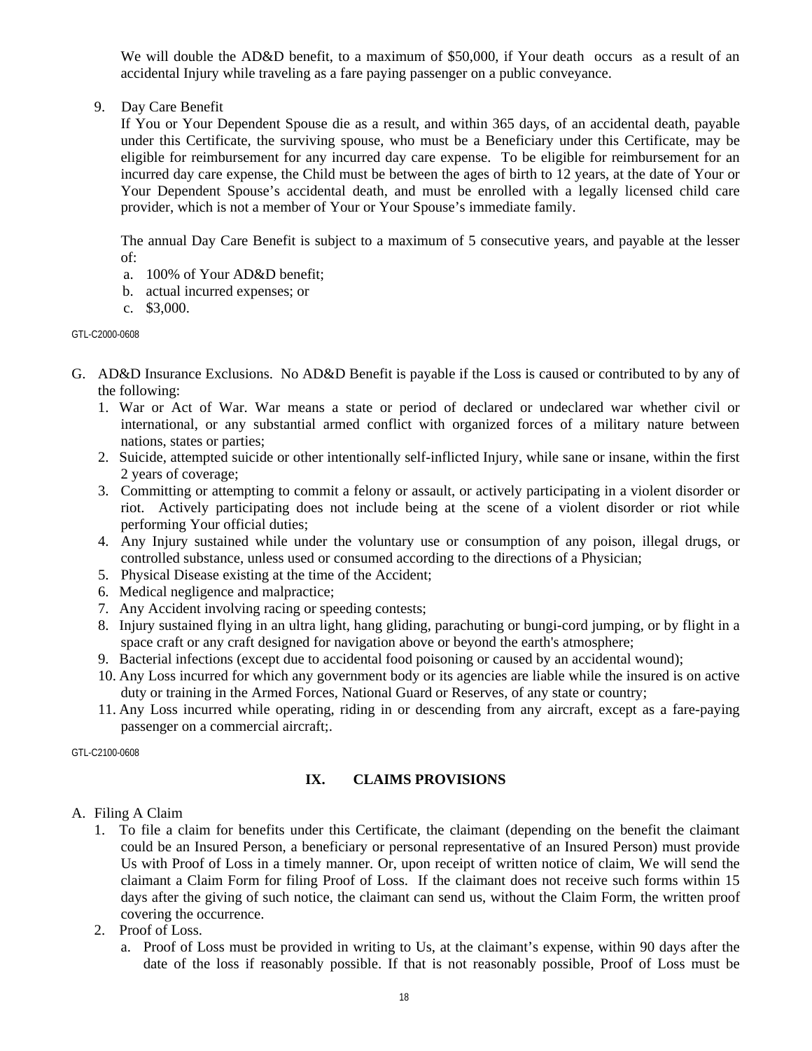We will double the AD&D benefit, to a maximum of $50,000, if Your death occurs as a result of an accidental Injury while traveling as a fare paying passenger on a public conveyance.

9. Day Care Benefit

   If You or Your Dependent Spouse die as a result, and within 365 days, of an accidental death, payable under this Certificate, the surviving spouse, who must be a Beneficiary under this Certificate, may be eligible for reimbursement for any incurred day care expense. To be eligible for reimbursement for an incurred day care expense, the Child must be between the ages of birth to 12 years, at the date of Your or Your Dependent Spouse's accidental death, and must be enrolled with a legally licensed child care provider, which is not a member of Your or Your Spouse's immediate family.

   The annual Day Care Benefit is subject to a maximum of 5 consecutive years, and payable at the lesser of:

   a. 100% of Your AD&D benefit;
   b. actual incurred expenses; or
   c. $3,000.

GTL-C2000-0608

G. AD&D Insurance Exclusions. No AD&D Benefit is payable if the Loss is caused or contributed to by any of the following:

   1. War or Act of War. War means a state or period of declared or undeclared war whether civil or international, or any substantial armed conflict with organized forces of a military nature between nations, states or parties;
   2. Suicide, attempted suicide or other intentionally self-inflicted Injury, while sane or insane, within the first 2 years of coverage;
   3. Committing or attempting to commit a felony or assault, or actively participating in a violent disorder or riot. Actively participating does not include being at the scene of a violent disorder or riot while performing Your official duties;
   4. Any Injury sustained while under the voluntary use or consumption of any poison, illegal drugs, or controlled substance, unless used or consumed according to the directions of a Physician;
   5. Physical Disease existing at the time of the Accident;
   6. Medical negligence and malpractice;
   7. Any Accident involving racing or speeding contests;
   8. Injury sustained flying in an ultra light, hang gliding, parachuting or bungi-cord jumping, or by flight in a space craft or any craft designed for navigation above or beyond the earth's atmosphere;
   9. Bacterial infections (except due to accidental food poisoning or caused by an accidental wound);
   10. Any Loss incurred for which any government body or its agencies are liable while the insured is on active duty or training in the Armed Forces, National Guard or Reserves, of any state or country;
   11. Any Loss incurred while operating, riding in or descending from any aircraft, except as a fare-paying passenger on a commercial aircraft;.

GTL-C2100-0608

## IX. CLAIMS PROVISIONS

A. Filing A Claim

   1. To file a claim for benefits under this Certificate, the claimant (depending on the benefit the claimant could be an Insured Person, a beneficiary or personal representative of an Insured Person) must provide Us with Proof of Loss in a timely manner. Or, upon receipt of written notice of claim, We will send the claimant a Claim Form for filing Proof of Loss. If the claimant does not receive such forms within 15 days after the giving of such notice, the claimant can send us, without the Claim Form, the written proof covering the occurrence.
   2. Proof of Loss.
      a. Proof of Loss must be provided in writing to Us, at the claimant's expense, within 90 days after the date of the loss if reasonably possible. If that is not reasonably possible, Proof of Loss must be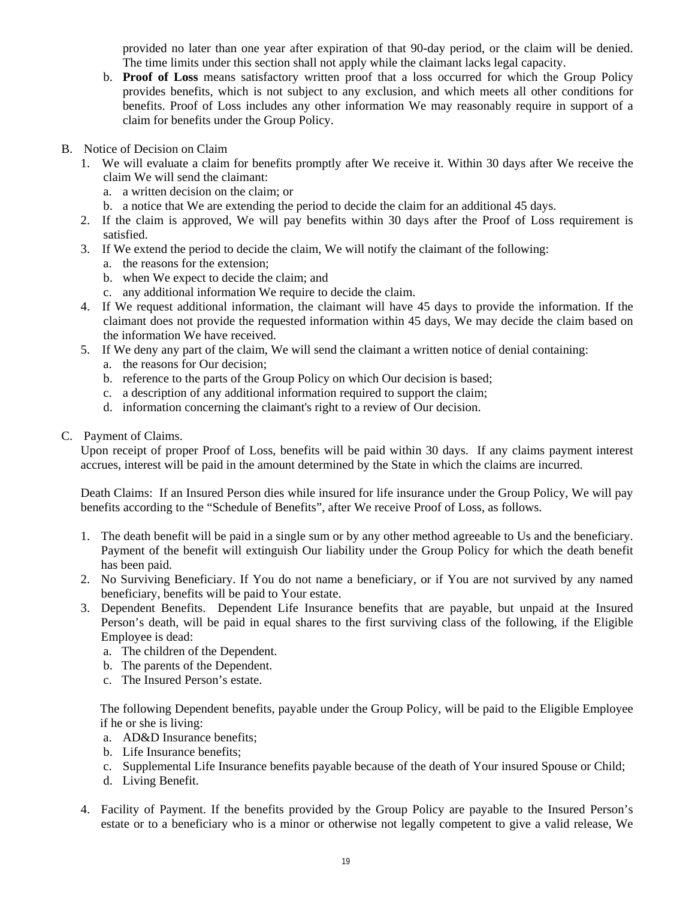provided no later than one year after expiration of that 90-day period, or the claim will be denied. The time limits under this section shall not apply while the claimant lacks legal capacity.

b. **Proof of Loss** means satisfactory written proof that a loss occurred for which the Group Policy provides benefits, which is not subject to any exclusion, and which meets all other conditions for benefits. Proof of Loss includes any other information We may reasonably require in support of a claim for benefits under the Group Policy.

B. Notice of Decision on Claim

1. We will evaluate a claim for benefits promptly after We receive it. Within 30 days after We receive the claim We will send the claimant:
   a. a written decision on the claim; or
   b. a notice that We are extending the period to decide the claim for an additional 45 days.
2. If the claim is approved, We will pay benefits within 30 days after the Proof of Loss requirement is satisfied.
3. If We extend the period to decide the claim, We will notify the claimant of the following:
   a. the reasons for the extension;
   b. when We expect to decide the claim; and
   c. any additional information We require to decide the claim.
4. If We request additional information, the claimant will have 45 days to provide the information. If the claimant does not provide the requested information within 45 days, We may decide the claim based on the information We have received.
5. If We deny any part of the claim, We will send the claimant a written notice of denial containing:
   a. the reasons for Our decision;
   b. reference to the parts of the Group Policy on which Our decision is based;
   c. a description of any additional information required to support the claim;
   d. information concerning the claimant's right to a review of Our decision.

C. Payment of Claims.

Upon receipt of proper Proof of Loss, benefits will be paid within 30 days. If any claims payment interest accrues, interest will be paid in the amount determined by the State in which the claims are incurred.

Death Claims: If an Insured Person dies while insured for life insurance under the Group Policy, We will pay benefits according to the "Schedule of Benefits", after We receive Proof of Loss, as follows.

1. The death benefit will be paid in a single sum or by any other method agreeable to Us and the beneficiary. Payment of the benefit will extinguish Our liability under the Group Policy for which the death benefit has been paid.
2. No Surviving Beneficiary. If You do not name a beneficiary, or if You are not survived by any named beneficiary, benefits will be paid to Your estate.
3. Dependent Benefits. Dependent Life Insurance benefits that are payable, but unpaid at the Insured Person's death, will be paid in equal shares to the first surviving class of the following, if the Eligible Employee is dead:
   a. The children of the Dependent.
   b. The parents of the Dependent.
   c. The Insured Person's estate.

   The following Dependent benefits, payable under the Group Policy, will be paid to the Eligible Employee if he or she is living:
   a. AD&D Insurance benefits;
   b. Life Insurance benefits;
   c. Supplemental Life Insurance benefits payable because of the death of Your insured Spouse or Child;
   d. Living Benefit.

4. Facility of Payment. If the benefits provided by the Group Policy are payable to the Insured Person's estate or to a beneficiary who is a minor or otherwise not legally competent to give a valid release, We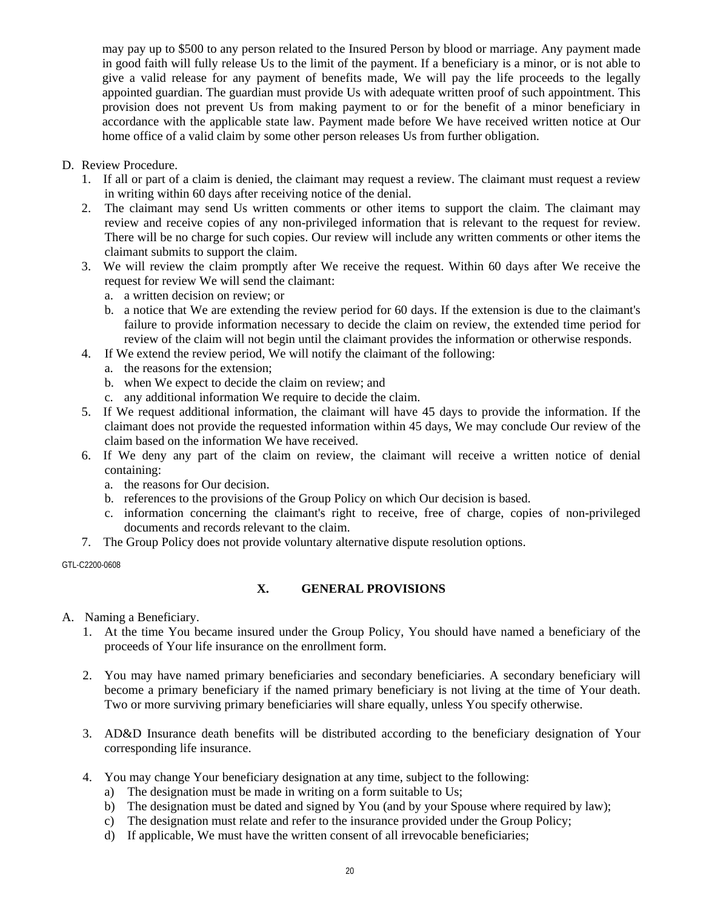may pay up to $500 to any person related to the Insured Person by blood or marriage. Any payment made in good faith will fully release Us to the limit of the payment. If a beneficiary is a minor, or is not able to give a valid release for any payment of benefits made, We will pay the life proceeds to the legally appointed guardian. The guardian must provide Us with adequate written proof of such appointment. This provision does not prevent Us from making payment to or for the benefit of a minor beneficiary in accordance with the applicable state law. Payment made before We have received written notice at Our home office of a valid claim by some other person releases Us from further obligation.

D. Review Procedure.
   1. If all or part of a claim is denied, the claimant may request a review. The claimant must request a review in writing within 60 days after receiving notice of the denial.
   2. The claimant may send Us written comments or other items to support the claim. The claimant may review and receive copies of any non-privileged information that is relevant to the request for review. There will be no charge for such copies. Our review will include any written comments or other items the claimant submits to support the claim.
   3. We will review the claim promptly after We receive the request. Within 60 days after We receive the request for review We will send the claimant:
      a. a written decision on review; or
      b. a notice that We are extending the review period for 60 days. If the extension is due to the claimant's failure to provide information necessary to decide the claim on review, the extended time period for review of the claim will not begin until the claimant provides the information or otherwise responds.
   4. If We extend the review period, We will notify the claimant of the following:
      a. the reasons for the extension;
      b. when We expect to decide the claim on review; and
      c. any additional information We require to decide the claim.
   5. If We request additional information, the claimant will have 45 days to provide the information. If the claimant does not provide the requested information within 45 days, We may conclude Our review of the claim based on the information We have received.
   6. If We deny any part of the claim on review, the claimant will receive a written notice of denial containing:
      a. the reasons for Our decision.
      b. references to the provisions of the Group Policy on which Our decision is based.
      c. information concerning the claimant's right to receive, free of charge, copies of non-privileged documents and records relevant to the claim.
   7. The Group Policy does not provide voluntary alternative dispute resolution options.

GTL-C2200-0608

## X. GENERAL PROVISIONS

A. Naming a Beneficiary.
   1. At the time You became insured under the Group Policy, You should have named a beneficiary of the proceeds of Your life insurance on the enrollment form.

   2. You may have named primary beneficiaries and secondary beneficiaries. A secondary beneficiary will become a primary beneficiary if the named primary beneficiary is not living at the time of Your death. Two or more surviving primary beneficiaries will share equally, unless You specify otherwise.

   3. AD&D Insurance death benefits will be distributed according to the beneficiary designation of Your corresponding life insurance.

   4. You may change Your beneficiary designation at any time, subject to the following:
      a) The designation must be made in writing on a form suitable to Us;
      b) The designation must be dated and signed by You (and by your Spouse where required by law);
      c) The designation must relate and refer to the insurance provided under the Group Policy;
      d) If applicable, We must have the written consent of all irrevocable beneficiaries;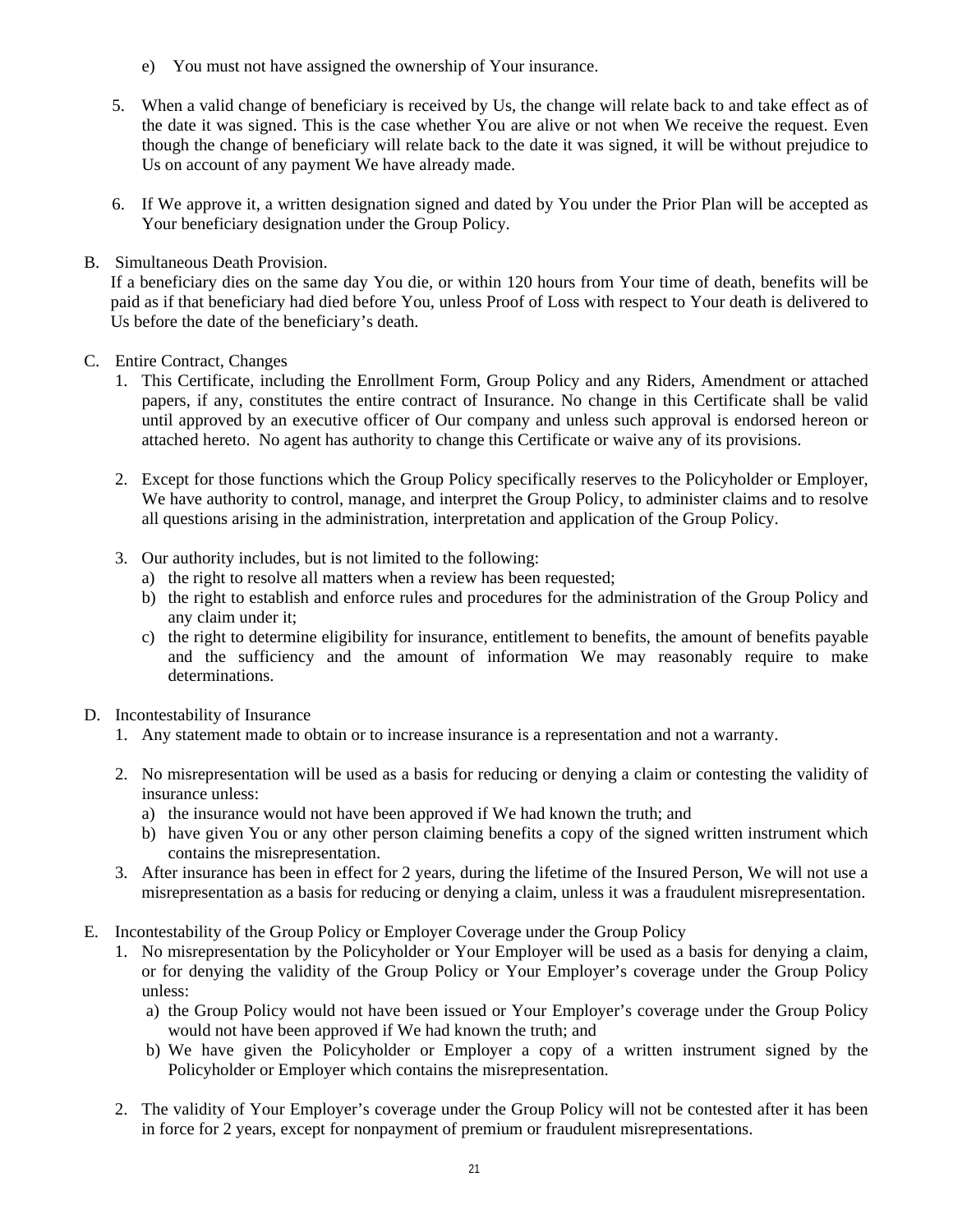e) You must not have assigned the ownership of Your insurance.

5. When a valid change of beneficiary is received by Us, the change will relate back to and take effect as of the date it was signed. This is the case whether You are alive or not when We receive the request. Even though the change of beneficiary will relate back to the date it was signed, it will be without prejudice to Us on account of any payment We have already made.

6. If We approve it, a written designation signed and dated by You under the Prior Plan will be accepted as Your beneficiary designation under the Group Policy.

B. Simultaneous Death Provision.
If a beneficiary dies on the same day You die, or within 120 hours from Your time of death, benefits will be paid as if that beneficiary had died before You, unless Proof of Loss with respect to Your death is delivered to Us before the date of the beneficiary's death.

C. Entire Contract, Changes

1. This Certificate, including the Enrollment Form, Group Policy and any Riders, Amendment or attached papers, if any, constitutes the entire contract of Insurance. No change in this Certificate shall be valid until approved by an executive officer of Our company and unless such approval is endorsed hereon or attached hereto. No agent has authority to change this Certificate or waive any of its provisions.

2. Except for those functions which the Group Policy specifically reserves to the Policyholder or Employer, We have authority to control, manage, and interpret the Group Policy, to administer claims and to resolve all questions arising in the administration, interpretation and application of the Group Policy.

3. Our authority includes, but is not limited to the following:
   a) the right to resolve all matters when a review has been requested;
   b) the right to establish and enforce rules and procedures for the administration of the Group Policy and any claim under it;
   c) the right to determine eligibility for insurance, entitlement to benefits, the amount of benefits payable and the sufficiency and the amount of information We may reasonably require to make determinations.

D. Incontestability of Insurance

1. Any statement made to obtain or to increase insurance is a representation and not a warranty.

2. No misrepresentation will be used as a basis for reducing or denying a claim or contesting the validity of insurance unless:
   a) the insurance would not have been approved if We had known the truth; and
   b) have given You or any other person claiming benefits a copy of the signed written instrument which contains the misrepresentation.

3. After insurance has been in effect for 2 years, during the lifetime of the Insured Person, We will not use a misrepresentation as a basis for reducing or denying a claim, unless it was a fraudulent misrepresentation.

E. Incontestability of the Group Policy or Employer Coverage under the Group Policy

1. No misrepresentation by the Policyholder or Your Employer will be used as a basis for denying a claim, or for denying the validity of the Group Policy or Your Employer's coverage under the Group Policy unless:
   a) the Group Policy would not have been issued or Your Employer's coverage under the Group Policy would not have been approved if We had known the truth; and
   b) We have given the Policyholder or Employer a copy of a written instrument signed by the Policyholder or Employer which contains the misrepresentation.

2. The validity of Your Employer's coverage under the Group Policy will not be contested after it has been in force for 2 years, except for nonpayment of premium or fraudulent misrepresentations.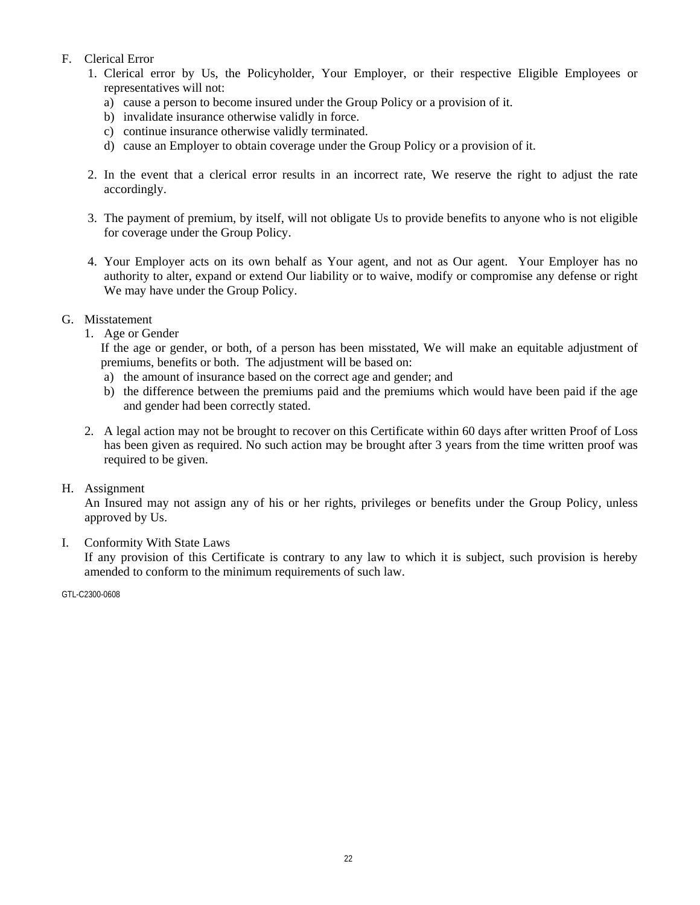F. Clerical Error

1. Clerical error by Us, the Policyholder, Your Employer, or their respective Eligible Employees or representatives will not:
   a) cause a person to become insured under the Group Policy or a provision of it.
   b) invalidate insurance otherwise validly in force.
   c) continue insurance otherwise validly terminated.
   d) cause an Employer to obtain coverage under the Group Policy or a provision of it.

2. In the event that a clerical error results in an incorrect rate, We reserve the right to adjust the rate accordingly.

3. The payment of premium, by itself, will not obligate Us to provide benefits to anyone who is not eligible for coverage under the Group Policy.

4. Your Employer acts on its own behalf as Your agent, and not as Our agent. Your Employer has no authority to alter, expand or extend Our liability or to waive, modify or compromise any defense or right We may have under the Group Policy.

G. Misstatement

1. Age or Gender
   If the age or gender, or both, of a person has been misstated, We will make an equitable adjustment of premiums, benefits or both. The adjustment will be based on:
   a) the amount of insurance based on the correct age and gender; and
   b) the difference between the premiums paid and the premiums which would have been paid if the age and gender had been correctly stated.

2. A legal action may not be brought to recover on this Certificate within 60 days after written Proof of Loss has been given as required. No such action may be brought after 3 years from the time written proof was required to be given.

H. Assignment

An Insured may not assign any of his or her rights, privileges or benefits under the Group Policy, unless approved by Us.

I. Conformity With State Laws

If any provision of this Certificate is contrary to any law to which it is subject, such provision is hereby amended to conform to the minimum requirements of such law.

GTL-C2300-0608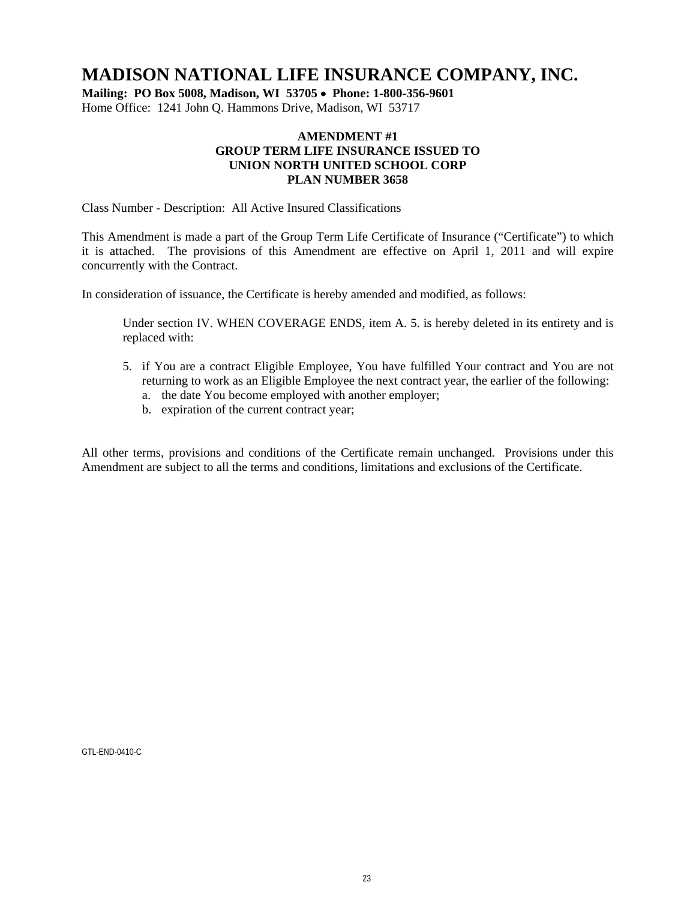# MADISON NATIONAL LIFE INSURANCE COMPANY, INC.

**Mailing: PO Box 5008, Madison, WI 53705 • Phone: 1-800-356-9601**
Home Office: 1241 John Q. Hammons Drive, Madison, WI 53717

**AMENDMENT #1**
**GROUP TERM LIFE INSURANCE ISSUED TO**
**UNION NORTH UNITED SCHOOL CORP**
**PLAN NUMBER 3658**

Class Number - Description: All Active Insured Classifications

This Amendment is made a part of the Group Term Life Certificate of Insurance ("Certificate") to which it is attached. The provisions of this Amendment are effective on April 1, 2011 and will expire concurrently with the Contract.

In consideration of issuance, the Certificate is hereby amended and modified, as follows:

> Under section IV. WHEN COVERAGE ENDS, item A. 5. is hereby deleted in its entirety and is replaced with:
>
> 5. if You are a contract Eligible Employee, You have fulfilled Your contract and You are not returning to work as an Eligible Employee the next contract year, the earlier of the following:
>    a. the date You become employed with another employer;
>    b. expiration of the current contract year;

All other terms, provisions and conditions of the Certificate remain unchanged. Provisions under this Amendment are subject to all the terms and conditions, limitations and exclusions of the Certificate.

GTL-END-0410-C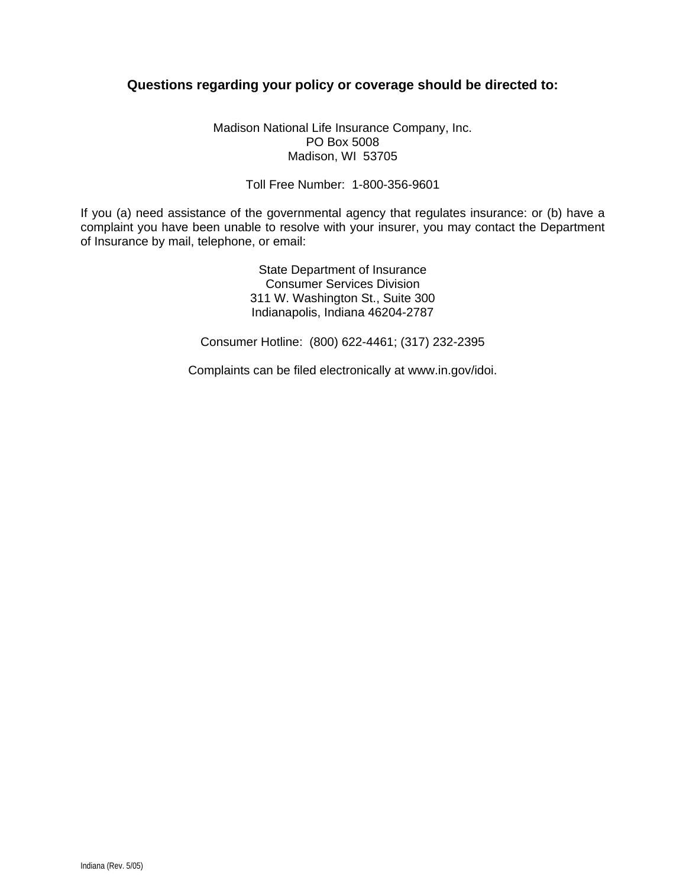**Questions regarding your policy or coverage should be directed to:**

Madison National Life Insurance Company, Inc.
PO Box 5008
Madison, WI 53705

Toll Free Number: 1-800-356-9601

If you (a) need assistance of the governmental agency that regulates insurance: or (b) have a complaint you have been unable to resolve with your insurer, you may contact the Department of Insurance by mail, telephone, or email:

State Department of Insurance
Consumer Services Division
311 W. Washington St., Suite 300
Indianapolis, Indiana 46204-2787

Consumer Hotline: (800) 622-4461; (317) 232-2395

Complaints can be filed electronically at www.in.gov/idoi.

Indiana (Rev. 5/05)